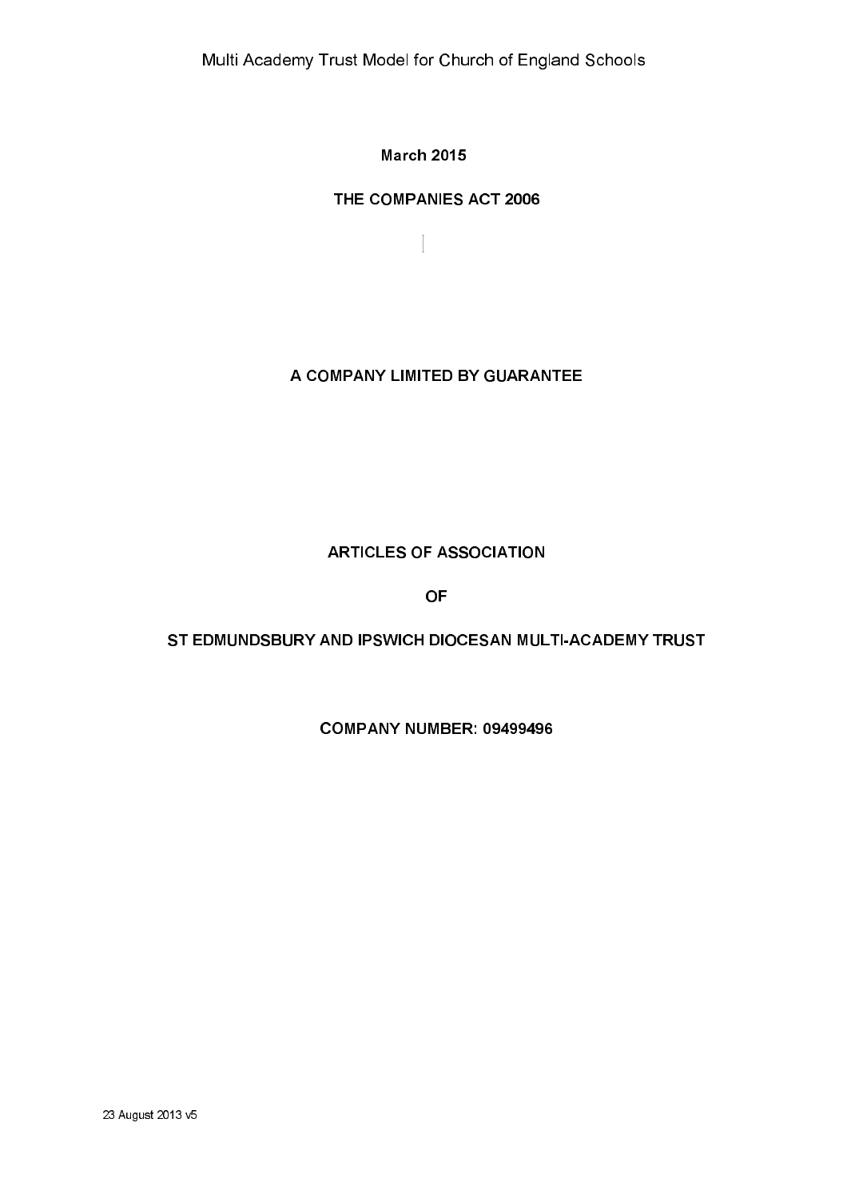March 2015

THE COMPANIES ACT 2006

A COMPANY LIMITED BY GUARANTEE

# ARTICLES OF ASSOCIATION

OF

# ST EDMUNDSBURY AND IPSWICH DIOCESAN MULTI-ACADEMY TRUST

COMPANY NUMBER: 09499496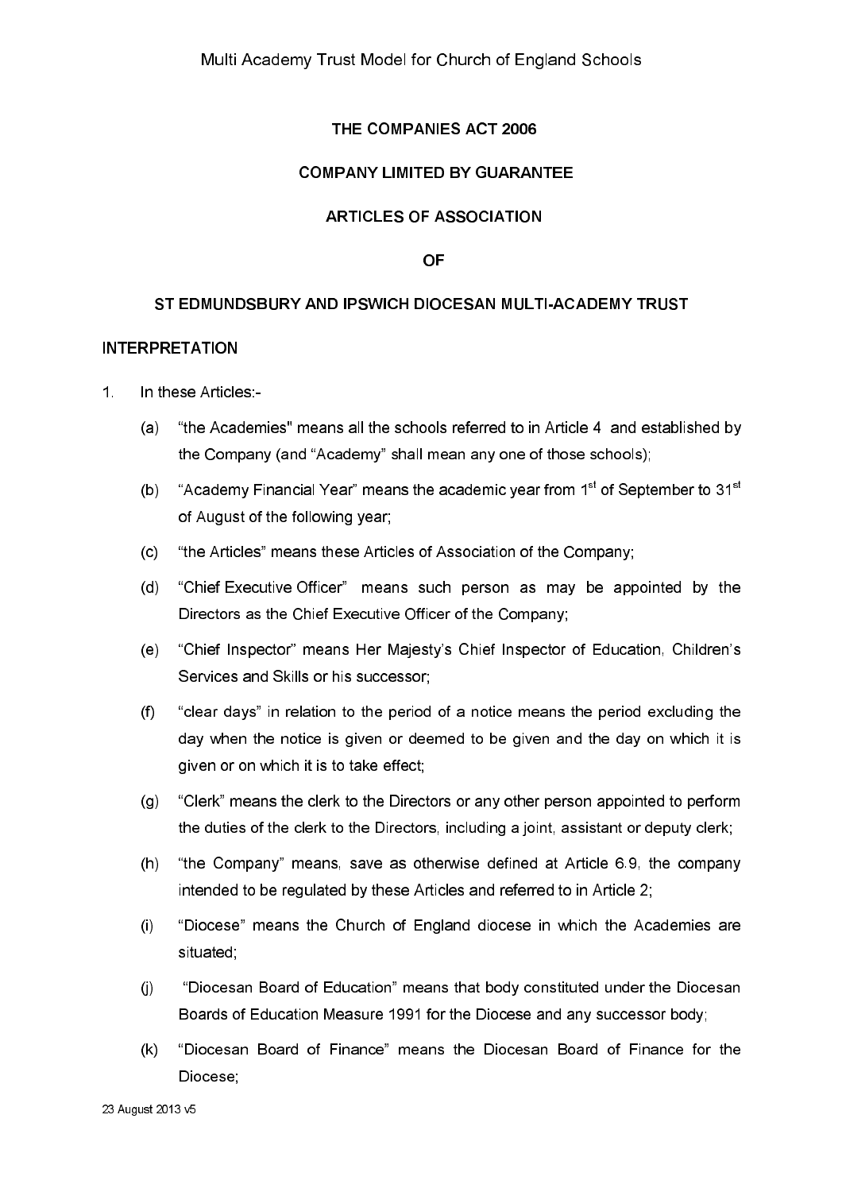THE COMPANIES ACT 2006

COMPANY LIMITED BY GUARANTEE

ARTICLES OF ASSOCIATION

OF

ST EDMUNDSBURY AND IPSWICH DIOCESAN MULTI-ACADEMY TRUST

## INTERPRETATION

1. In these Articles:-

   (a) "the Academies" means all the schools referred to in Article 4 and established by the Company (and "Academy" shall mean any one of those schools);

   (b) "Academy Financial Year" means the academic year from 1st of September to 31st of August of the following year;

   (c) "the Articles" means these Articles of Association of the Company;

   (d) "Chief Executive Officer" means such person as may be appointed by the Directors as the Chief Executive Officer of the Company;

   (e) "Chief Inspector" means Her Majesty's Chief Inspector of Education, Children's Services and Skills or his successor;

   (f) "clear days" in relation to the period of a notice means the period excluding the day when the notice is given or deemed to be given and the day on which it is given or on which it is to take effect;

   (g) "Clerk" means the clerk to the Directors or any other person appointed to perform the duties of the clerk to the Directors, including a joint, assistant or deputy clerk;

   (h) "the Company" means, save as otherwise defined at Article 6.9, the company intended to be regulated by these Articles and referred to in Article 2;

   (i) "Diocese" means the Church of England diocese in which the Academies are situated;

   (j) "Diocesan Board of Education" means that body constituted under the Diocesan Boards of Education Measure 1991 for the Diocese and any successor body;

   (k) "Diocesan Board of Finance" means the Diocesan Board of Finance for the Diocese;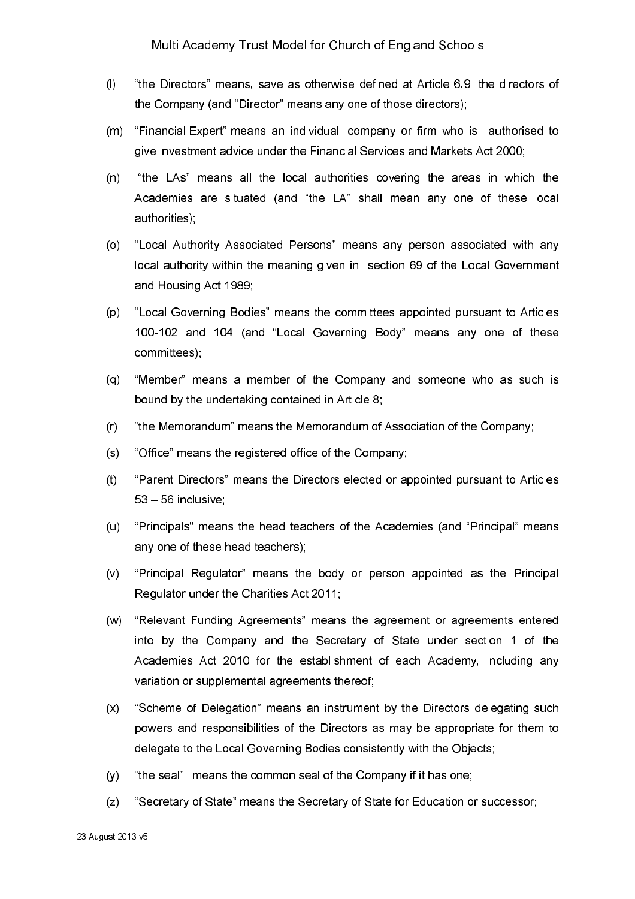(l) "the Directors" means, save as otherwise defined at Article 6.9, the directors of the Company (and "Director" means any one of those directors);

(m) "Financial Expert" means an individual, company or firm who is authorised to give investment advice under the Financial Services and Markets Act 2000;

(n) "the LAs" means all the local authorities covering the areas in which the Academies are situated (and "the LA" shall mean any one of these local authorities);

(o) "Local Authority Associated Persons" means any person associated with any local authority within the meaning given in section 69 of the Local Government and Housing Act 1989;

(p) "Local Governing Bodies" means the committees appointed pursuant to Articles 100-102 and 104 (and "Local Governing Body" means any one of these committees);

(q) "Member" means a member of the Company and someone who as such is bound by the undertaking contained in Article 8;

(r) "the Memorandum" means the Memorandum of Association of the Company;

(s) "Office" means the registered office of the Company;

(t) "Parent Directors" means the Directors elected or appointed pursuant to Articles 53 – 56 inclusive;

(u) "Principals" means the head teachers of the Academies (and "Principal" means any one of these head teachers);

(v) "Principal Regulator" means the body or person appointed as the Principal Regulator under the Charities Act 2011;

(w) "Relevant Funding Agreements" means the agreement or agreements entered into by the Company and the Secretary of State under section 1 of the Academies Act 2010 for the establishment of each Academy, including any variation or supplemental agreements thereof;

(x) "Scheme of Delegation" means an instrument by the Directors delegating such powers and responsibilities of the Directors as may be appropriate for them to delegate to the Local Governing Bodies consistently with the Objects;

(y) "the seal" means the common seal of the Company if it has one;

(z) "Secretary of State" means the Secretary of State for Education or successor;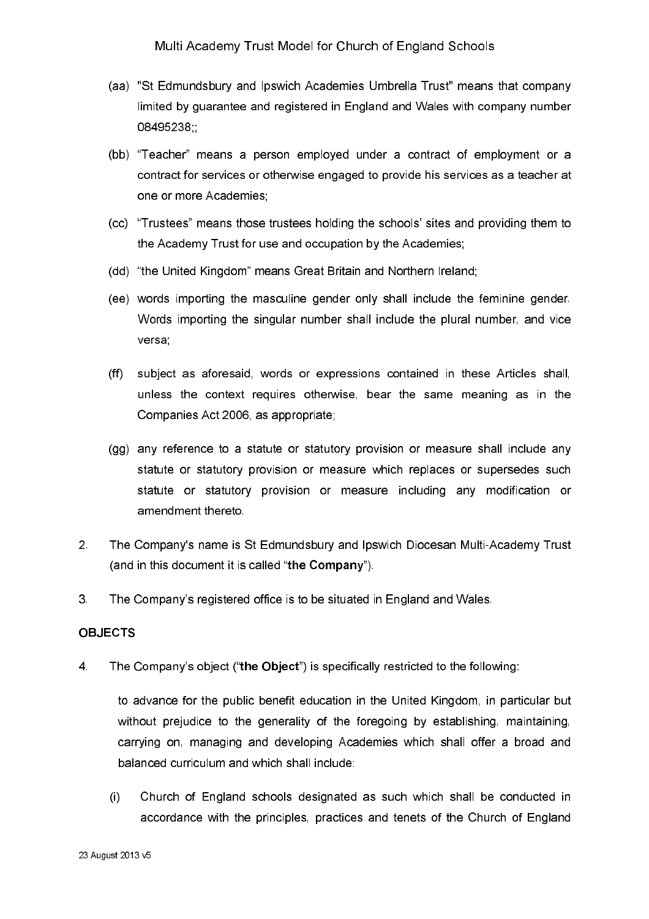(aa) "St Edmundsbury and Ipswich Academies Umbrella Trust" means that company limited by guarantee and registered in England and Wales with company number 08495238;;

(bb) "Teacher" means a person employed under a contract of employment or a contract for services or otherwise engaged to provide his services as a teacher at one or more Academies;

(cc) "Trustees" means those trustees holding the schools' sites and providing them to the Academy Trust for use and occupation by the Academies;

(dd) "the United Kingdom" means Great Britain and Northern Ireland;

(ee) words importing the masculine gender only shall include the feminine gender. Words importing the singular number shall include the plural number, and vice versa;

(ff) subject as aforesaid, words or expressions contained in these Articles shall, unless the context requires otherwise, bear the same meaning as in the Companies Act 2006, as appropriate;

(gg) any reference to a statute or statutory provision or measure shall include any statute or statutory provision or measure which replaces or supersedes such statute or statutory provision or measure including any modification or amendment thereto.

2. The Company's name is St Edmundsbury and Ipswich Diocesan Multi-Academy Trust (and in this document it is called "**the Company**").

3. The Company's registered office is to be situated in England and Wales.

**OBJECTS**

4. The Company's object ("**the Object**") is specifically restricted to the following:

   to advance for the public benefit education in the United Kingdom, in particular but without prejudice to the generality of the foregoing by establishing, maintaining, carrying on, managing and developing Academies which shall offer a broad and balanced curriculum and which shall include:

   (i) Church of England schools designated as such which shall be conducted in accordance with the principles, practices and tenets of the Church of England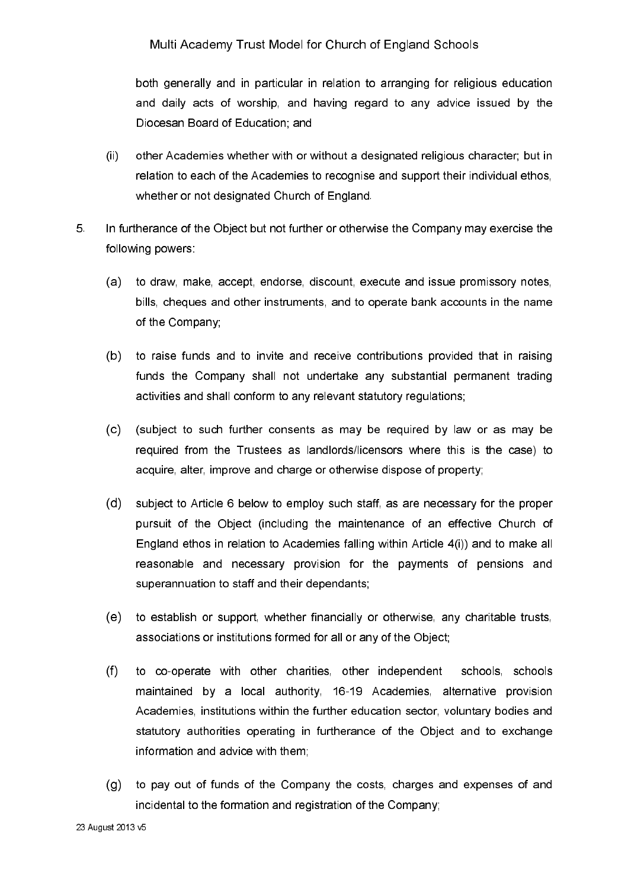both generally and in particular in relation to arranging for religious education and daily acts of worship, and having regard to any advice issued by the Diocesan Board of Education; and

(ii) other Academies whether with or without a designated religious character; but in relation to each of the Academies to recognise and support their individual ethos, whether or not designated Church of England.

5. In furtherance of the Object but not further or otherwise the Company may exercise the following powers:

   (a) to draw, make, accept, endorse, discount, execute and issue promissory notes, bills, cheques and other instruments, and to operate bank accounts in the name of the Company;

   (b) to raise funds and to invite and receive contributions provided that in raising funds the Company shall not undertake any substantial permanent trading activities and shall conform to any relevant statutory regulations;

   (c) (subject to such further consents as may be required by law or as may be required from the Trustees as landlords/licensors where this is the case) to acquire, alter, improve and charge or otherwise dispose of property;

   (d) subject to Article 6 below to employ such staff, as are necessary for the proper pursuit of the Object (including the maintenance of an effective Church of England ethos in relation to Academies falling within Article 4(i)) and to make all reasonable and necessary provision for the payments of pensions and superannuation to staff and their dependants;

   (e) to establish or support, whether financially or otherwise, any charitable trusts, associations or institutions formed for all or any of the Object;

   (f) to co-operate with other charities, other independent schools, schools maintained by a local authority, 16-19 Academies, alternative provision Academies, institutions within the further education sector, voluntary bodies and statutory authorities operating in furtherance of the Object and to exchange information and advice with them;

   (g) to pay out of funds of the Company the costs, charges and expenses of and incidental to the formation and registration of the Company;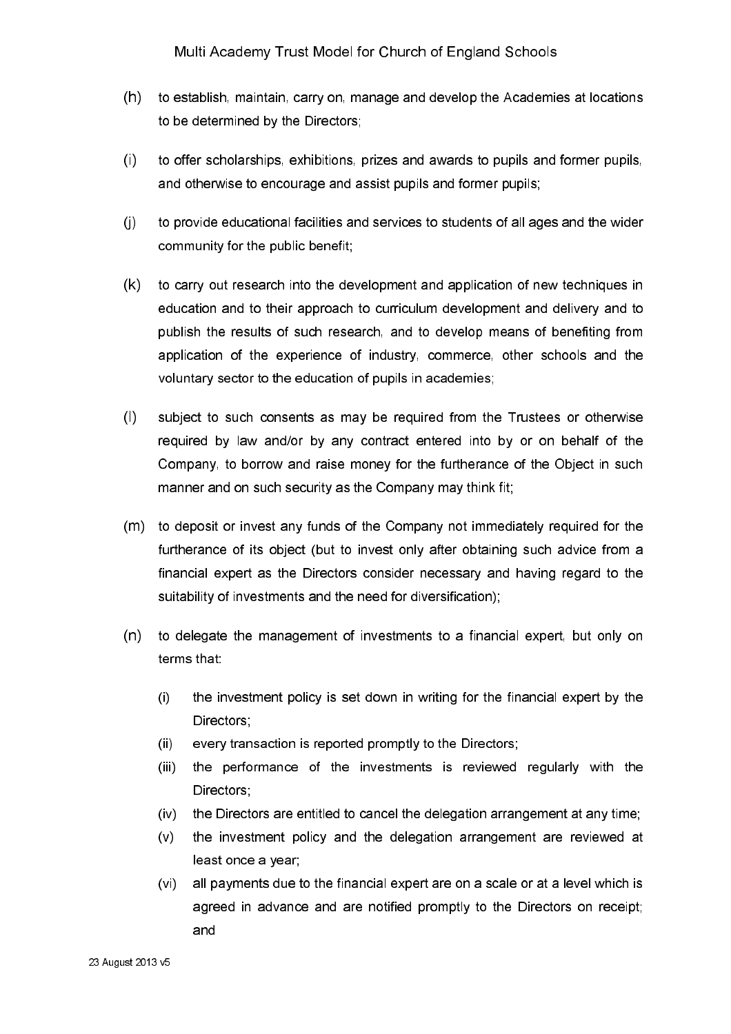(h) to establish, maintain, carry on, manage and develop the Academies at locations to be determined by the Directors;

(i) to offer scholarships, exhibitions, prizes and awards to pupils and former pupils, and otherwise to encourage and assist pupils and former pupils;

(j) to provide educational facilities and services to students of all ages and the wider community for the public benefit;

(k) to carry out research into the development and application of new techniques in education and to their approach to curriculum development and delivery and to publish the results of such research, and to develop means of benefiting from application of the experience of industry, commerce, other schools and the voluntary sector to the education of pupils in academies;

(l) subject to such consents as may be required from the Trustees or otherwise required by law and/or by any contract entered into by or on behalf of the Company, to borrow and raise money for the furtherance of the Object in such manner and on such security as the Company may think fit;

(m) to deposit or invest any funds of the Company not immediately required for the furtherance of its object (but to invest only after obtaining such advice from a financial expert as the Directors consider necessary and having regard to the suitability of investments and the need for diversification);

(n) to delegate the management of investments to a financial expert, but only on terms that:

   (i) the investment policy is set down in writing for the financial expert by the Directors;
   (ii) every transaction is reported promptly to the Directors;
   (iii) the performance of the investments is reviewed regularly with the Directors;
   (iv) the Directors are entitled to cancel the delegation arrangement at any time;
   (v) the investment policy and the delegation arrangement are reviewed at least once a year;
   (vi) all payments due to the financial expert are on a scale or at a level which is agreed in advance and are notified promptly to the Directors on receipt; and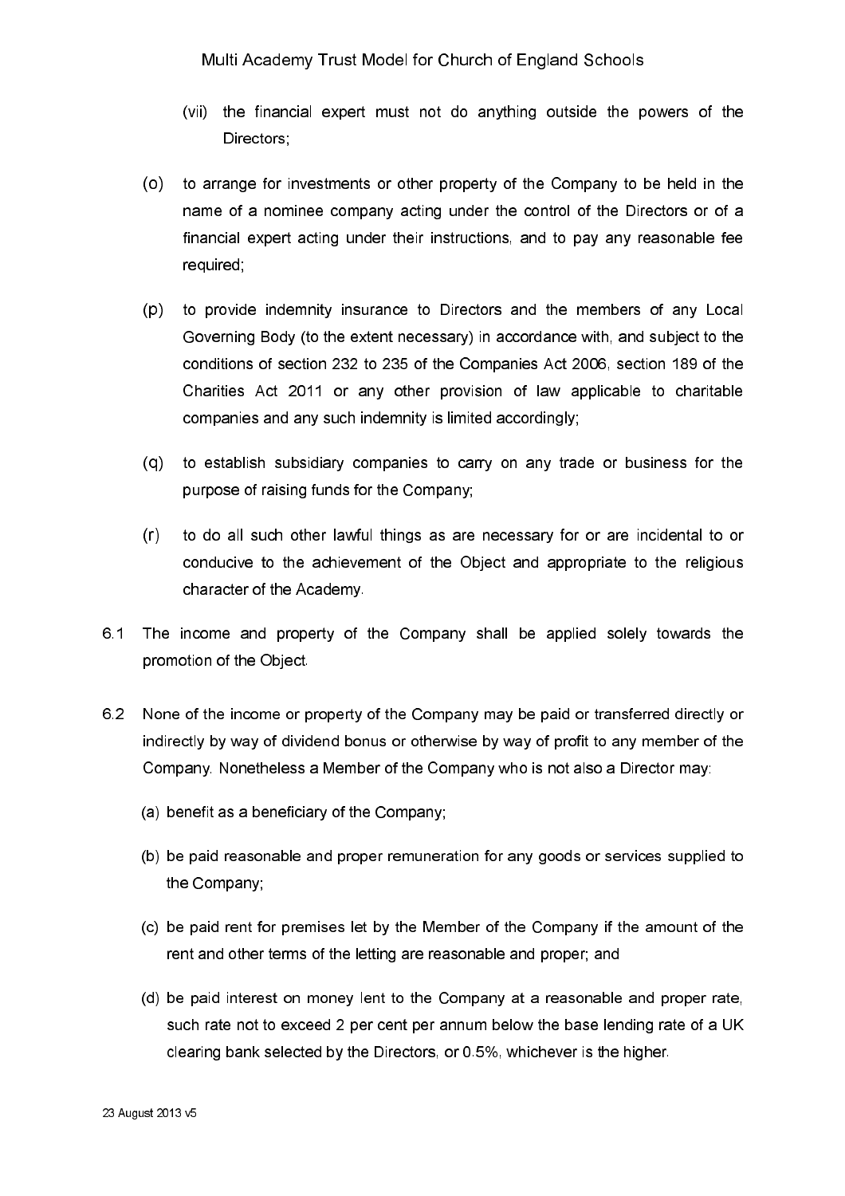(vii) the financial expert must not do anything outside the powers of the Directors;

(o) to arrange for investments or other property of the Company to be held in the name of a nominee company acting under the control of the Directors or of a financial expert acting under their instructions, and to pay any reasonable fee required;

(p) to provide indemnity insurance to Directors and the members of any Local Governing Body (to the extent necessary) in accordance with, and subject to the conditions of section 232 to 235 of the Companies Act 2006, section 189 of the Charities Act 2011 or any other provision of law applicable to charitable companies and any such indemnity is limited accordingly;

(q) to establish subsidiary companies to carry on any trade or business for the purpose of raising funds for the Company;

(r) to do all such other lawful things as are necessary for or are incidental to or conducive to the achievement of the Object and appropriate to the religious character of the Academy.

6.1 The income and property of the Company shall be applied solely towards the promotion of the Object.

6.2 None of the income or property of the Company may be paid or transferred directly or indirectly by way of dividend bonus or otherwise by way of profit to any member of the Company. Nonetheless a Member of the Company who is not also a Director may:

(a) benefit as a beneficiary of the Company;

(b) be paid reasonable and proper remuneration for any goods or services supplied to the Company;

(c) be paid rent for premises let by the Member of the Company if the amount of the rent and other terms of the letting are reasonable and proper; and

(d) be paid interest on money lent to the Company at a reasonable and proper rate, such rate not to exceed 2 per cent per annum below the base lending rate of a UK clearing bank selected by the Directors, or 0.5%, whichever is the higher.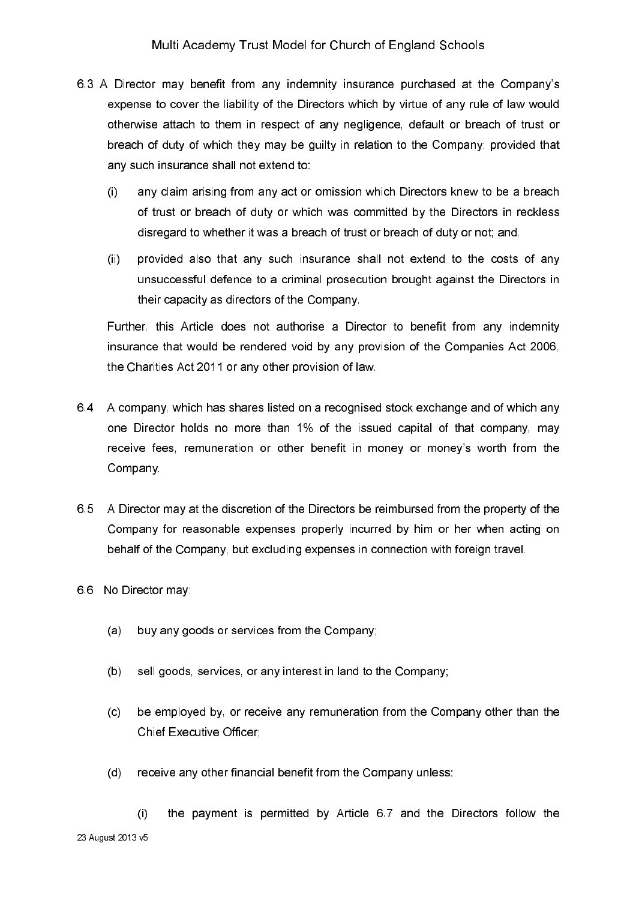6.3 A Director may benefit from any indemnity insurance purchased at the Company's expense to cover the liability of the Directors which by virtue of any rule of law would otherwise attach to them in respect of any negligence, default or breach of trust or breach of duty of which they may be guilty in relation to the Company: provided that any such insurance shall not extend to:

(i) any claim arising from any act or omission which Directors knew to be a breach of trust or breach of duty or which was committed by the Directors in reckless disregard to whether it was a breach of trust or breach of duty or not; and,

(ii) provided also that any such insurance shall not extend to the costs of any unsuccessful defence to a criminal prosecution brought against the Directors in their capacity as directors of the Company.

Further, this Article does not authorise a Director to benefit from any indemnity insurance that would be rendered void by any provision of the Companies Act 2006, the Charities Act 2011 or any other provision of law.

6.4 A company, which has shares listed on a recognised stock exchange and of which any one Director holds no more than 1% of the issued capital of that company, may receive fees, remuneration or other benefit in money or money's worth from the Company.

6.5 A Director may at the discretion of the Directors be reimbursed from the property of the Company for reasonable expenses properly incurred by him or her when acting on behalf of the Company, but excluding expenses in connection with foreign travel.

6.6 No Director may:

(a) buy any goods or services from the Company;

(b) sell goods, services, or any interest in land to the Company;

(c) be employed by, or receive any remuneration from the Company other than the Chief Executive Officer;

(d) receive any other financial benefit from the Company unless:

(i) the payment is permitted by Article 6.7 and the Directors follow the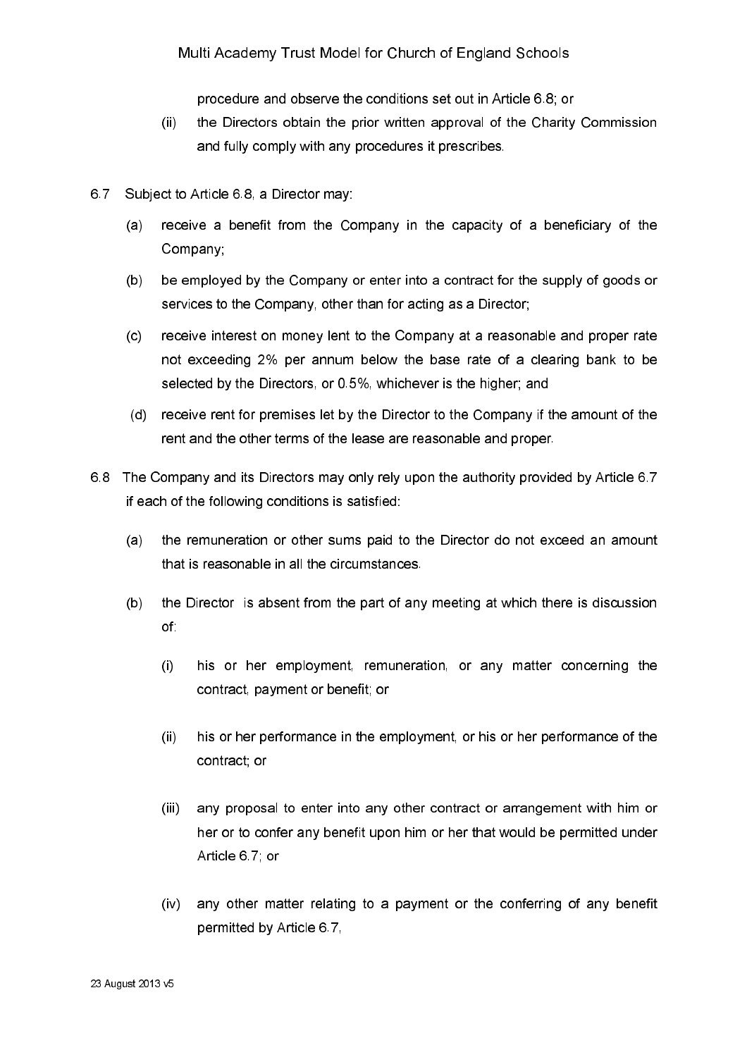procedure and observe the conditions set out in Article 6.8; or

(ii) the Directors obtain the prior written approval of the Charity Commission and fully comply with any procedures it prescribes.

6.7 Subject to Article 6.8, a Director may:

(a) receive a benefit from the Company in the capacity of a beneficiary of the Company;

(b) be employed by the Company or enter into a contract for the supply of goods or services to the Company, other than for acting as a Director;

(c) receive interest on money lent to the Company at a reasonable and proper rate not exceeding 2% per annum below the base rate of a clearing bank to be selected by the Directors, or 0.5%, whichever is the higher; and

(d) receive rent for premises let by the Director to the Company if the amount of the rent and the other terms of the lease are reasonable and proper.

6.8 The Company and its Directors may only rely upon the authority provided by Article 6.7 if each of the following conditions is satisfied:

(a) the remuneration or other sums paid to the Director do not exceed an amount that is reasonable in all the circumstances.

(b) the Director is absent from the part of any meeting at which there is discussion of:

(i) his or her employment, remuneration, or any matter concerning the contract, payment or benefit; or

(ii) his or her performance in the employment, or his or her performance of the contract; or

(iii) any proposal to enter into any other contract or arrangement with him or her or to confer any benefit upon him or her that would be permitted under Article 6.7; or

(iv) any other matter relating to a payment or the conferring of any benefit permitted by Article 6.7,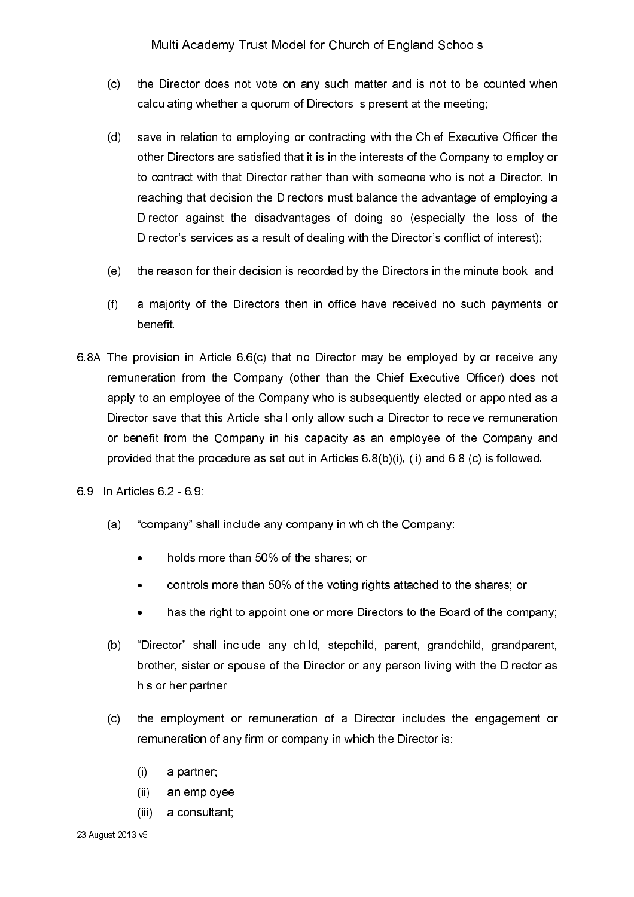(c) the Director does not vote on any such matter and is not to be counted when calculating whether a quorum of Directors is present at the meeting;

(d) save in relation to employing or contracting with the Chief Executive Officer the other Directors are satisfied that it is in the interests of the Company to employ or to contract with that Director rather than with someone who is not a Director. In reaching that decision the Directors must balance the advantage of employing a Director against the disadvantages of doing so (especially the loss of the Director's services as a result of dealing with the Director's conflict of interest);

(e) the reason for their decision is recorded by the Directors in the minute book; and

(f) a majority of the Directors then in office have received no such payments or benefit.

6.8A The provision in Article 6.6(c) that no Director may be employed by or receive any remuneration from the Company (other than the Chief Executive Officer) does not apply to an employee of the Company who is subsequently elected or appointed as a Director save that this Article shall only allow such a Director to receive remuneration or benefit from the Company in his capacity as an employee of the Company and provided that the procedure as set out in Articles 6.8(b)(i), (ii) and 6.8 (c) is followed.

6.9 In Articles 6.2 - 6.9:

(a) "company" shall include any company in which the Company:

- holds more than 50% of the shares; or
- controls more than 50% of the voting rights attached to the shares; or
- has the right to appoint one or more Directors to the Board of the company;

(b) "Director" shall include any child, stepchild, parent, grandchild, grandparent, brother, sister or spouse of the Director or any person living with the Director as his or her partner;

(c) the employment or remuneration of a Director includes the engagement or remuneration of any firm or company in which the Director is:

(i) a partner;
(ii) an employee;
(iii) a consultant;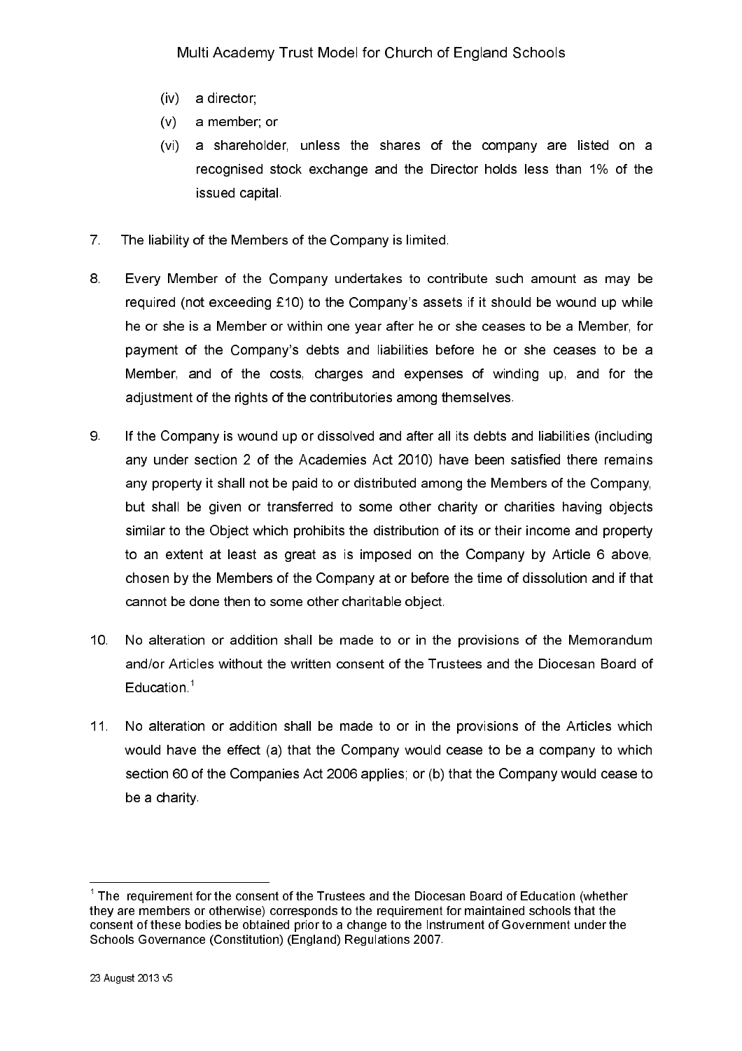(iv) a director;

(v) a member; or

(vi) a shareholder, unless the shares of the company are listed on a recognised stock exchange and the Director holds less than 1% of the issued capital.

7. The liability of the Members of the Company is limited.

8. Every Member of the Company undertakes to contribute such amount as may be required (not exceeding £10) to the Company's assets if it should be wound up while he or she is a Member or within one year after he or she ceases to be a Member, for payment of the Company's debts and liabilities before he or she ceases to be a Member, and of the costs, charges and expenses of winding up, and for the adjustment of the rights of the contributories among themselves.

9. If the Company is wound up or dissolved and after all its debts and liabilities (including any under section 2 of the Academies Act 2010) have been satisfied there remains any property it shall not be paid to or distributed among the Members of the Company, but shall be given or transferred to some other charity or charities having objects similar to the Object which prohibits the distribution of its or their income and property to an extent at least as great as is imposed on the Company by Article 6 above, chosen by the Members of the Company at or before the time of dissolution and if that cannot be done then to some other charitable object.

10. No alteration or addition shall be made to or in the provisions of the Memorandum and/or Articles without the written consent of the Trustees and the Diocesan Board of Education.[1]

11. No alteration or addition shall be made to or in the provisions of the Articles which would have the effect (a) that the Company would cease to be a company to which section 60 of the Companies Act 2006 applies; or (b) that the Company would cease to be a charity.

---

[1] The requirement for the consent of the Trustees and the Diocesan Board of Education (whether they are members or otherwise) corresponds to the requirement for maintained schools that the consent of these bodies be obtained prior to a change to the Instrument of Government under the Schools Governance (Constitution) (England) Regulations 2007.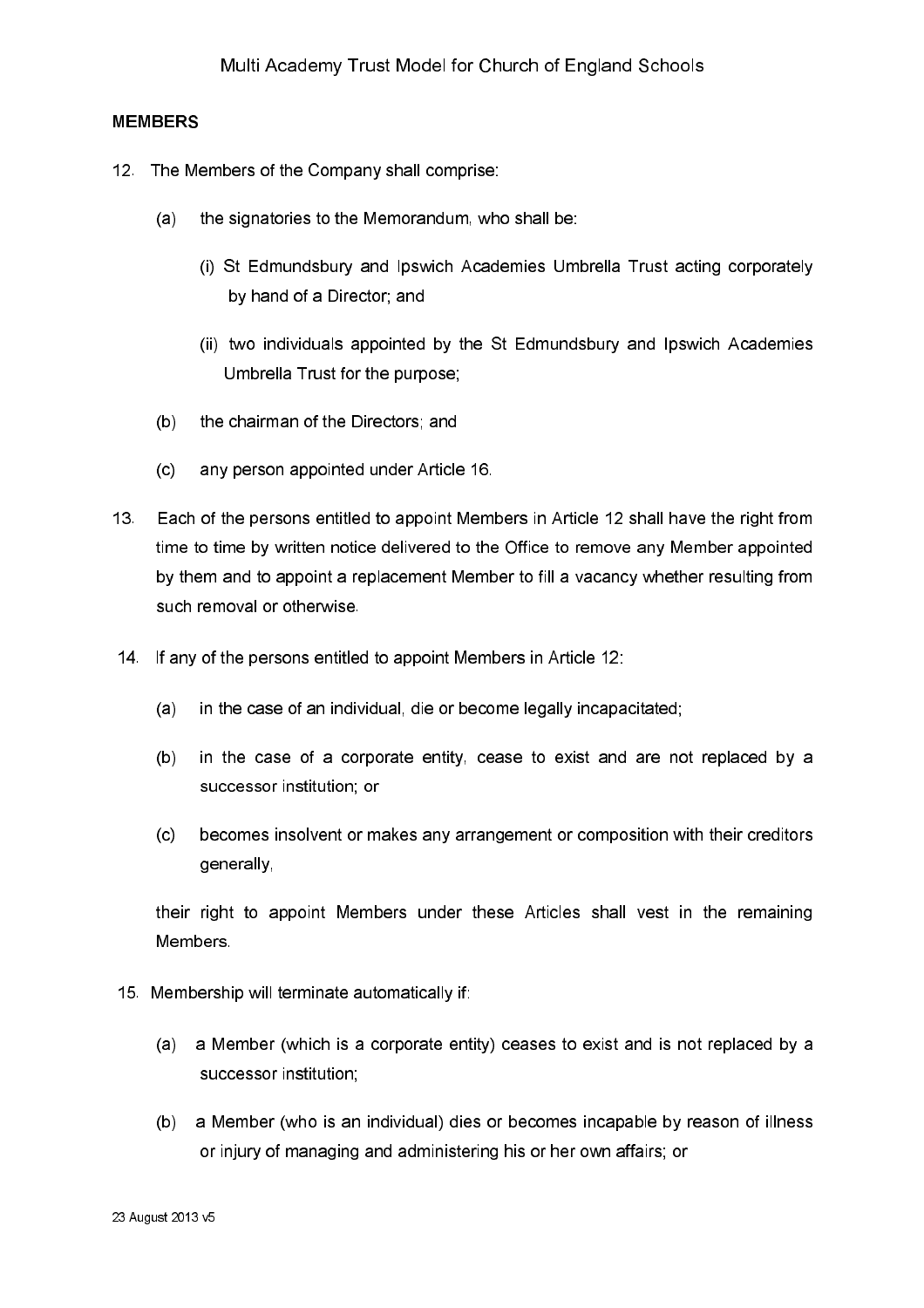**MEMBERS**

12. The Members of the Company shall comprise:

    (a) the signatories to the Memorandum, who shall be:

        (i) St Edmundsbury and Ipswich Academies Umbrella Trust acting corporately by hand of a Director; and

        (ii) two individuals appointed by the St Edmundsbury and Ipswich Academies Umbrella Trust for the purpose;

    (b) the chairman of the Directors; and

    (c) any person appointed under Article 16.

13. Each of the persons entitled to appoint Members in Article 12 shall have the right from time to time by written notice delivered to the Office to remove any Member appointed by them and to appoint a replacement Member to fill a vacancy whether resulting from such removal or otherwise.

14. If any of the persons entitled to appoint Members in Article 12:

    (a) in the case of an individual, die or become legally incapacitated;

    (b) in the case of a corporate entity, cease to exist and are not replaced by a successor institution; or

    (c) becomes insolvent or makes any arrangement or composition with their creditors generally,

    their right to appoint Members under these Articles shall vest in the remaining Members.

15. Membership will terminate automatically if:

    (a) a Member (which is a corporate entity) ceases to exist and is not replaced by a successor institution;

    (b) a Member (who is an individual) dies or becomes incapable by reason of illness or injury of managing and administering his or her own affairs; or

23 August 2013 v5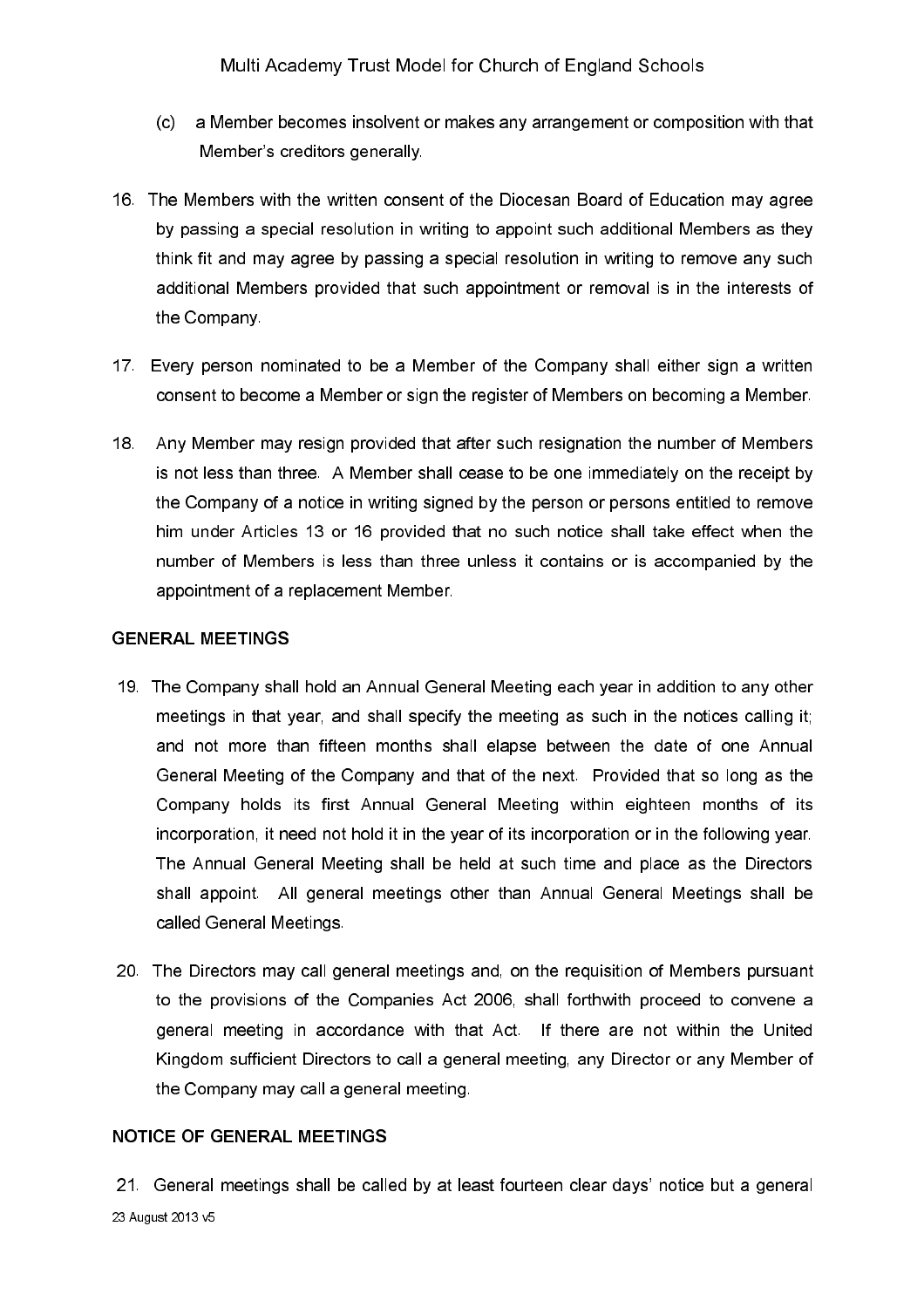(c) a Member becomes insolvent or makes any arrangement or composition with that Member's creditors generally.

16. The Members with the written consent of the Diocesan Board of Education may agree by passing a special resolution in writing to appoint such additional Members as they think fit and may agree by passing a special resolution in writing to remove any such additional Members provided that such appointment or removal is in the interests of the Company.

17. Every person nominated to be a Member of the Company shall either sign a written consent to become a Member or sign the register of Members on becoming a Member.

18. Any Member may resign provided that after such resignation the number of Members is not less than three. A Member shall cease to be one immediately on the receipt by the Company of a notice in writing signed by the person or persons entitled to remove him under Articles 13 or 16 provided that no such notice shall take effect when the number of Members is less than three unless it contains or is accompanied by the appointment of a replacement Member.

**GENERAL MEETINGS**

19. The Company shall hold an Annual General Meeting each year in addition to any other meetings in that year, and shall specify the meeting as such in the notices calling it; and not more than fifteen months shall elapse between the date of one Annual General Meeting of the Company and that of the next. Provided that so long as the Company holds its first Annual General Meeting within eighteen months of its incorporation, it need not hold it in the year of its incorporation or in the following year. The Annual General Meeting shall be held at such time and place as the Directors shall appoint. All general meetings other than Annual General Meetings shall be called General Meetings.

20. The Directors may call general meetings and, on the requisition of Members pursuant to the provisions of the Companies Act 2006, shall forthwith proceed to convene a general meeting in accordance with that Act. If there are not within the United Kingdom sufficient Directors to call a general meeting, any Director or any Member of the Company may call a general meeting.

**NOTICE OF GENERAL MEETINGS**

21. General meetings shall be called by at least fourteen clear days' notice but a general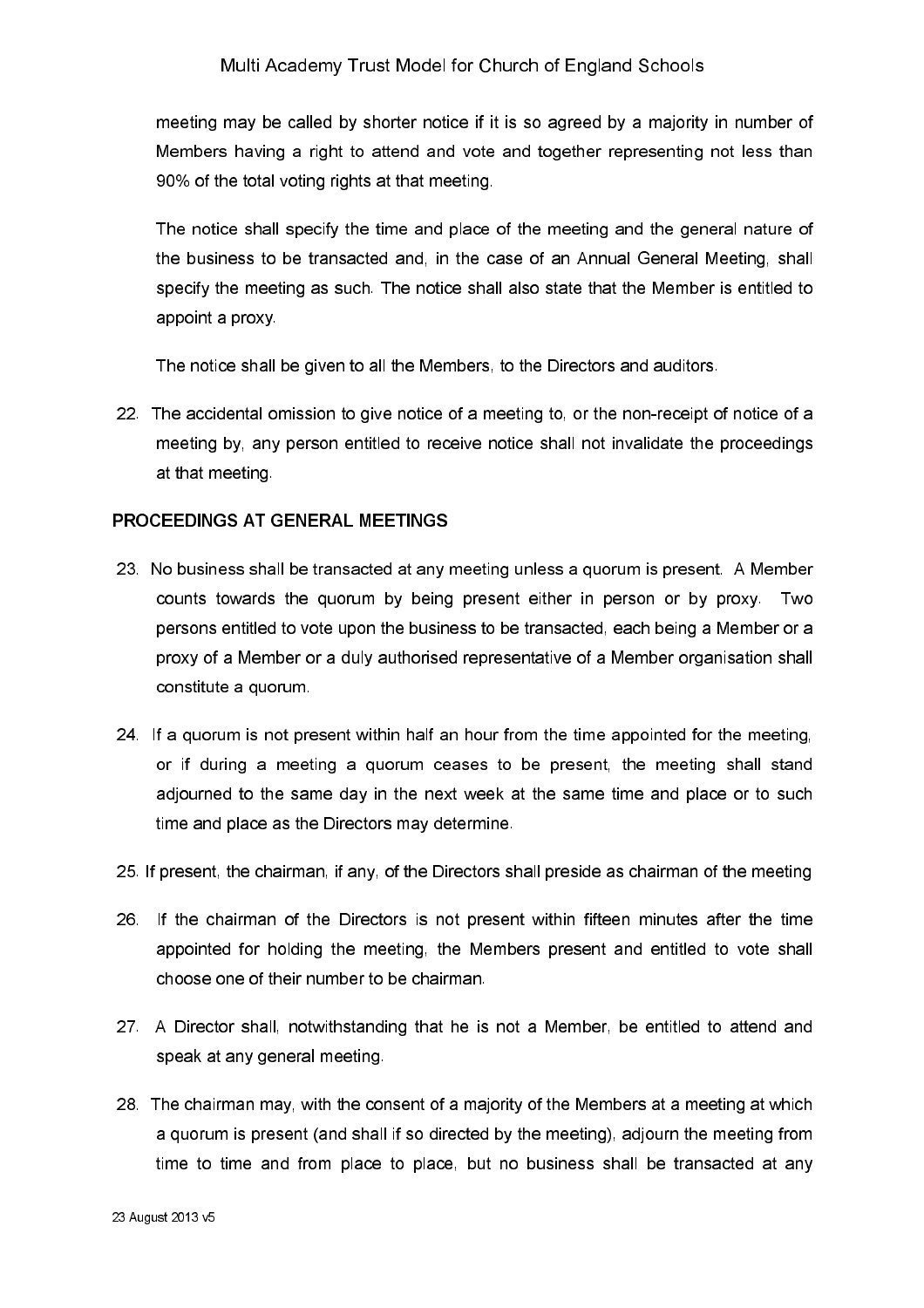meeting may be called by shorter notice if it is so agreed by a majority in number of Members having a right to attend and vote and together representing not less than 90% of the total voting rights at that meeting.

The notice shall specify the time and place of the meeting and the general nature of the business to be transacted and, in the case of an Annual General Meeting, shall specify the meeting as such. The notice shall also state that the Member is entitled to appoint a proxy.

The notice shall be given to all the Members, to the Directors and auditors.

22. The accidental omission to give notice of a meeting to, or the non-receipt of notice of a meeting by, any person entitled to receive notice shall not invalidate the proceedings at that meeting.

## PROCEEDINGS AT GENERAL MEETINGS

23. No business shall be transacted at any meeting unless a quorum is present. A Member counts towards the quorum by being present either in person or by proxy. Two persons entitled to vote upon the business to be transacted, each being a Member or a proxy of a Member or a duly authorised representative of a Member organisation shall constitute a quorum.

24. If a quorum is not present within half an hour from the time appointed for the meeting, or if during a meeting a quorum ceases to be present, the meeting shall stand adjourned to the same day in the next week at the same time and place or to such time and place as the Directors may determine.

25. If present, the chairman, if any, of the Directors shall preside as chairman of the meeting

26. If the chairman of the Directors is not present within fifteen minutes after the time appointed for holding the meeting, the Members present and entitled to vote shall choose one of their number to be chairman.

27. A Director shall, notwithstanding that he is not a Member, be entitled to attend and speak at any general meeting.

28. The chairman may, with the consent of a majority of the Members at a meeting at which a quorum is present (and shall if so directed by the meeting), adjourn the meeting from time to time and from place to place, but no business shall be transacted at any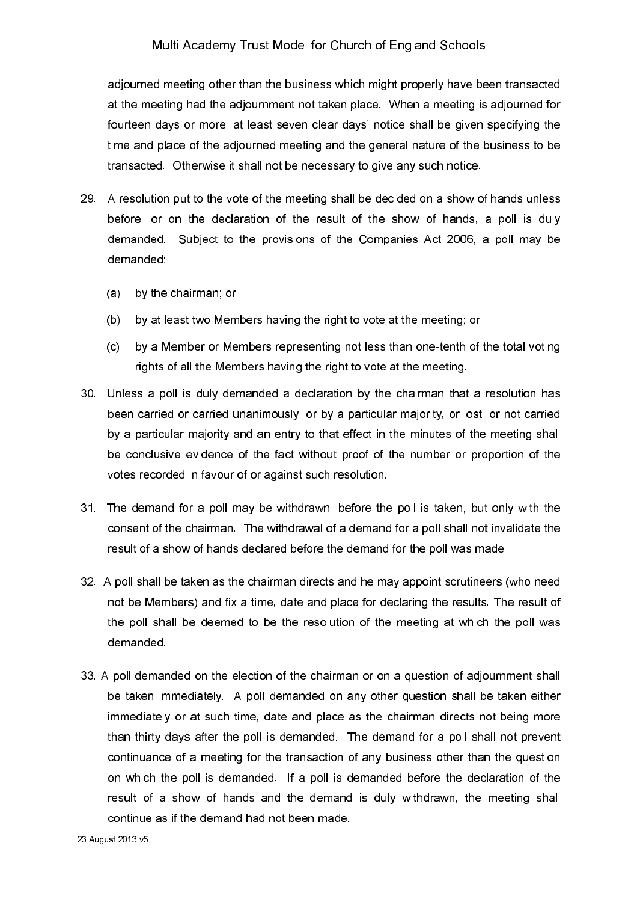adjourned meeting other than the business which might properly have been transacted at the meeting had the adjournment not taken place. When a meeting is adjourned for fourteen days or more, at least seven clear days' notice shall be given specifying the time and place of the adjourned meeting and the general nature of the business to be transacted. Otherwise it shall not be necessary to give any such notice.

29. A resolution put to the vote of the meeting shall be decided on a show of hands unless before, or on the declaration of the result of the show of hands, a poll is duly demanded. Subject to the provisions of the Companies Act 2006, a poll may be demanded:

    (a) by the chairman; or

    (b) by at least two Members having the right to vote at the meeting; or,

    (c) by a Member or Members representing not less than one-tenth of the total voting rights of all the Members having the right to vote at the meeting.

30. Unless a poll is duly demanded a declaration by the chairman that a resolution has been carried or carried unanimously, or by a particular majority, or lost, or not carried by a particular majority and an entry to that effect in the minutes of the meeting shall be conclusive evidence of the fact without proof of the number or proportion of the votes recorded in favour of or against such resolution.

31. The demand for a poll may be withdrawn, before the poll is taken, but only with the consent of the chairman. The withdrawal of a demand for a poll shall not invalidate the result of a show of hands declared before the demand for the poll was made.

32. A poll shall be taken as the chairman directs and he may appoint scrutineers (who need not be Members) and fix a time, date and place for declaring the results. The result of the poll shall be deemed to be the resolution of the meeting at which the poll was demanded.

33. A poll demanded on the election of the chairman or on a question of adjournment shall be taken immediately. A poll demanded on any other question shall be taken either immediately or at such time, date and place as the chairman directs not being more than thirty days after the poll is demanded. The demand for a poll shall not prevent continuance of a meeting for the transaction of any business other than the question on which the poll is demanded. If a poll is demanded before the declaration of the result of a show of hands and the demand is duly withdrawn, the meeting shall continue as if the demand had not been made.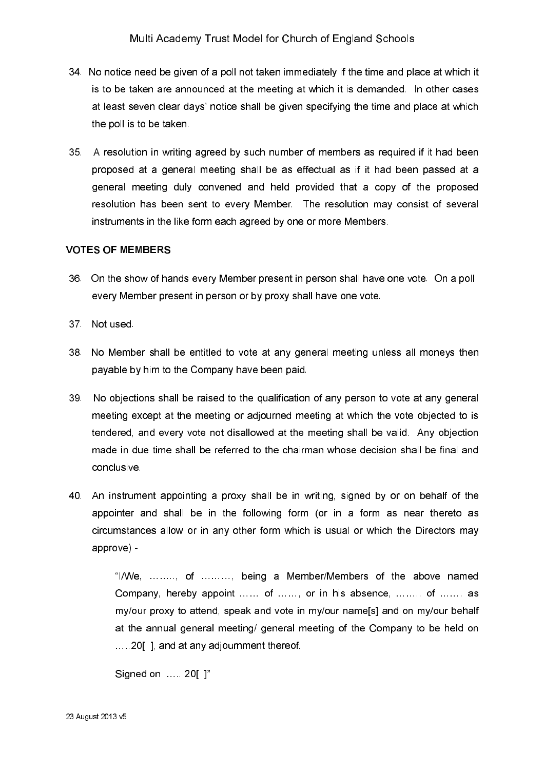34. No notice need be given of a poll not taken immediately if the time and place at which it is to be taken are announced at the meeting at which it is demanded. In other cases at least seven clear days' notice shall be given specifying the time and place at which the poll is to be taken.

35. A resolution in writing agreed by such number of members as required if it had been proposed at a general meeting shall be as effectual as if it had been passed at a general meeting duly convened and held provided that a copy of the proposed resolution has been sent to every Member. The resolution may consist of several instruments in the like form each agreed by one or more Members.

**VOTES OF MEMBERS**

36. On the show of hands every Member present in person shall have one vote. On a poll every Member present in person or by proxy shall have one vote.

37. Not used.

38. No Member shall be entitled to vote at any general meeting unless all moneys then payable by him to the Company have been paid.

39. No objections shall be raised to the qualification of any person to vote at any general meeting except at the meeting or adjourned meeting at which the vote objected to is tendered, and every vote not disallowed at the meeting shall be valid. Any objection made in due time shall be referred to the chairman whose decision shall be final and conclusive.

40. An instrument appointing a proxy shall be in writing, signed by or on behalf of the appointer and shall be in the following form (or in a form as near thereto as circumstances allow or in any other form which is usual or which the Directors may approve) -

    "I/We, …….., of ………, being a Member/Members of the above named Company, hereby appoint …… of ……, or in his absence, …….. of ……. as my/our proxy to attend, speak and vote in my/our name[s] and on my/our behalf at the annual general meeting/ general meeting of the Company to be held on …..20[ ], and at any adjournment thereof.

    Signed on ….. 20[ ]"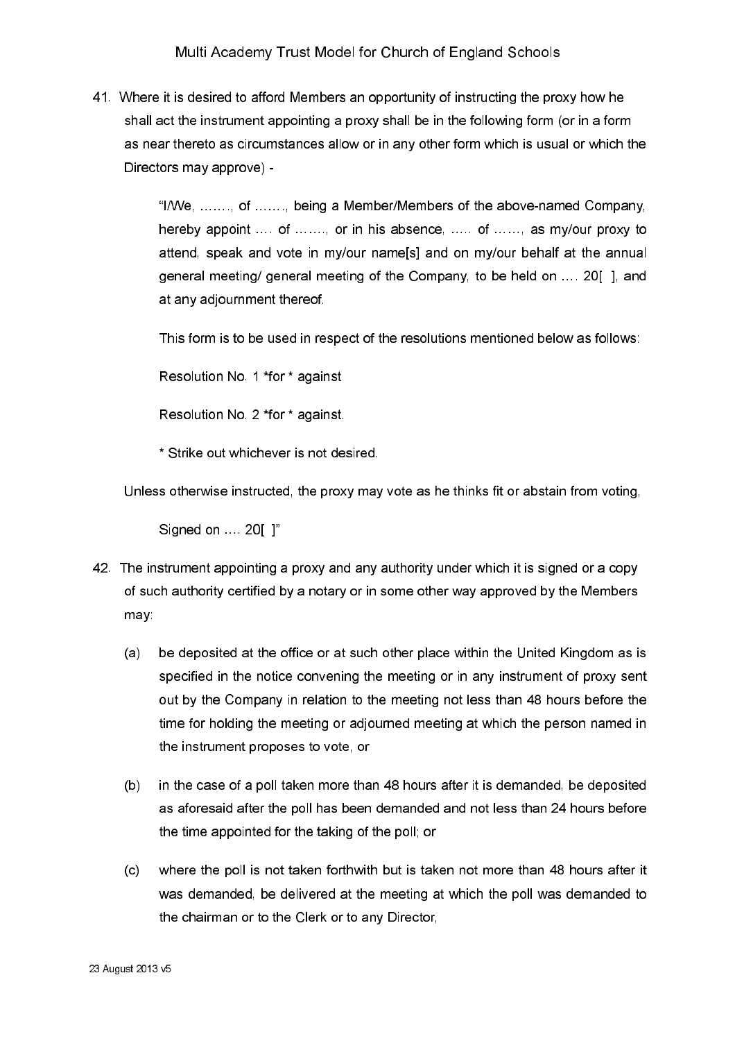41. Where it is desired to afford Members an opportunity of instructing the proxy how he shall act the instrument appointing a proxy shall be in the following form (or in a form as near thereto as circumstances allow or in any other form which is usual or which the Directors may approve) -

    "I/We, ……., of ……., being a Member/Members of the above-named Company, hereby appoint …. of ……., or in his absence, ….. of ……, as my/our proxy to attend, speak and vote in my/our name[s] and on my/our behalf at the annual general meeting/ general meeting of the Company, to be held on …. 20[ ], and at any adjournment thereof.

    This form is to be used in respect of the resolutions mentioned below as follows:

    Resolution No. 1 *for * against

    Resolution No. 2 *for * against.

    * Strike out whichever is not desired.

    Unless otherwise instructed, the proxy may vote as he thinks fit or abstain from voting,

    Signed on …. 20[ ]"

42. The instrument appointing a proxy and any authority under which it is signed or a copy of such authority certified by a notary or in some other way approved by the Members may:

    (a) be deposited at the office or at such other place within the United Kingdom as is specified in the notice convening the meeting or in any instrument of proxy sent out by the Company in relation to the meeting not less than 48 hours before the time for holding the meeting or adjourned meeting at which the person named in the instrument proposes to vote, or

    (b) in the case of a poll taken more than 48 hours after it is demanded, be deposited as aforesaid after the poll has been demanded and not less than 24 hours before the time appointed for the taking of the poll; or

    (c) where the poll is not taken forthwith but is taken not more than 48 hours after it was demanded, be delivered at the meeting at which the poll was demanded to the chairman or to the Clerk or to any Director,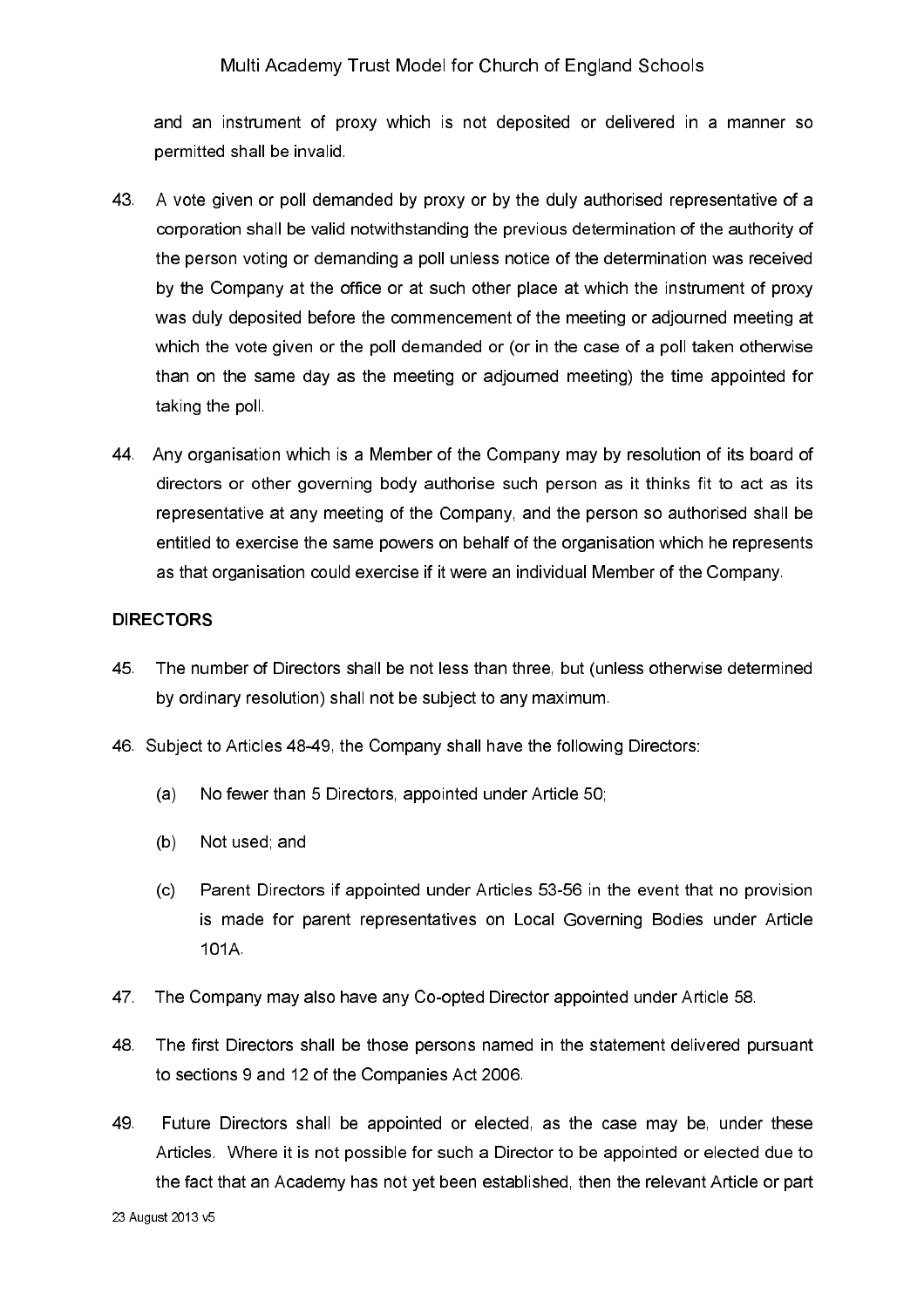and an instrument of proxy which is not deposited or delivered in a manner so permitted shall be invalid.

43. A vote given or poll demanded by proxy or by the duly authorised representative of a corporation shall be valid notwithstanding the previous determination of the authority of the person voting or demanding a poll unless notice of the determination was received by the Company at the office or at such other place at which the instrument of proxy was duly deposited before the commencement of the meeting or adjourned meeting at which the vote given or the poll demanded or (or in the case of a poll taken otherwise than on the same day as the meeting or adjourned meeting) the time appointed for taking the poll.

44. Any organisation which is a Member of the Company may by resolution of its board of directors or other governing body authorise such person as it thinks fit to act as its representative at any meeting of the Company, and the person so authorised shall be entitled to exercise the same powers on behalf of the organisation which he represents as that organisation could exercise if it were an individual Member of the Company.

**DIRECTORS**

45. The number of Directors shall be not less than three, but (unless otherwise determined by ordinary resolution) shall not be subject to any maximum.

46. Subject to Articles 48-49, the Company shall have the following Directors:

    (a) No fewer than 5 Directors, appointed under Article 50;

    (b) Not used; and

    (c) Parent Directors if appointed under Articles 53-56 in the event that no provision is made for parent representatives on Local Governing Bodies under Article 101A.

47. The Company may also have any Co-opted Director appointed under Article 58.

48. The first Directors shall be those persons named in the statement delivered pursuant to sections 9 and 12 of the Companies Act 2006.

49. Future Directors shall be appointed or elected, as the case may be, under these Articles. Where it is not possible for such a Director to be appointed or elected due to the fact that an Academy has not yet been established, then the relevant Article or part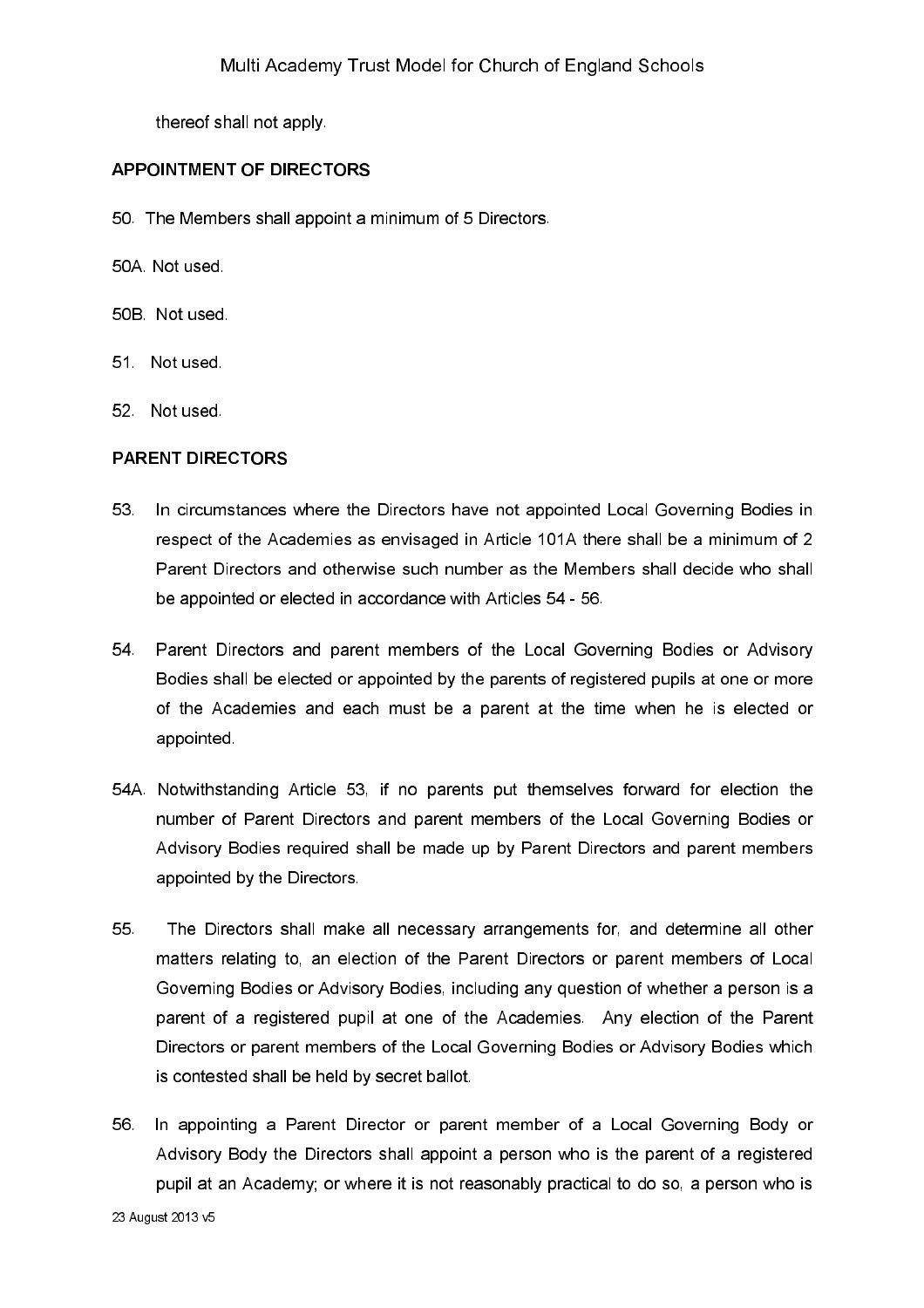thereof shall not apply.

**APPOINTMENT OF DIRECTORS**

50. The Members shall appoint a minimum of 5 Directors.

50A. Not used.

50B. Not used.

51. Not used.

52. Not used.

**PARENT DIRECTORS**

53. In circumstances where the Directors have not appointed Local Governing Bodies in respect of the Academies as envisaged in Article 101A there shall be a minimum of 2 Parent Directors and otherwise such number as the Members shall decide who shall be appointed or elected in accordance with Articles 54 - 56.

54. Parent Directors and parent members of the Local Governing Bodies or Advisory Bodies shall be elected or appointed by the parents of registered pupils at one or more of the Academies and each must be a parent at the time when he is elected or appointed.

54A. Notwithstanding Article 53, if no parents put themselves forward for election the number of Parent Directors and parent members of the Local Governing Bodies or Advisory Bodies required shall be made up by Parent Directors and parent members appointed by the Directors.

55. The Directors shall make all necessary arrangements for, and determine all other matters relating to, an election of the Parent Directors or parent members of Local Governing Bodies or Advisory Bodies, including any question of whether a person is a parent of a registered pupil at one of the Academies. Any election of the Parent Directors or parent members of the Local Governing Bodies or Advisory Bodies which is contested shall be held by secret ballot.

56. In appointing a Parent Director or parent member of a Local Governing Body or Advisory Body the Directors shall appoint a person who is the parent of a registered pupil at an Academy; or where it is not reasonably practical to do so, a person who is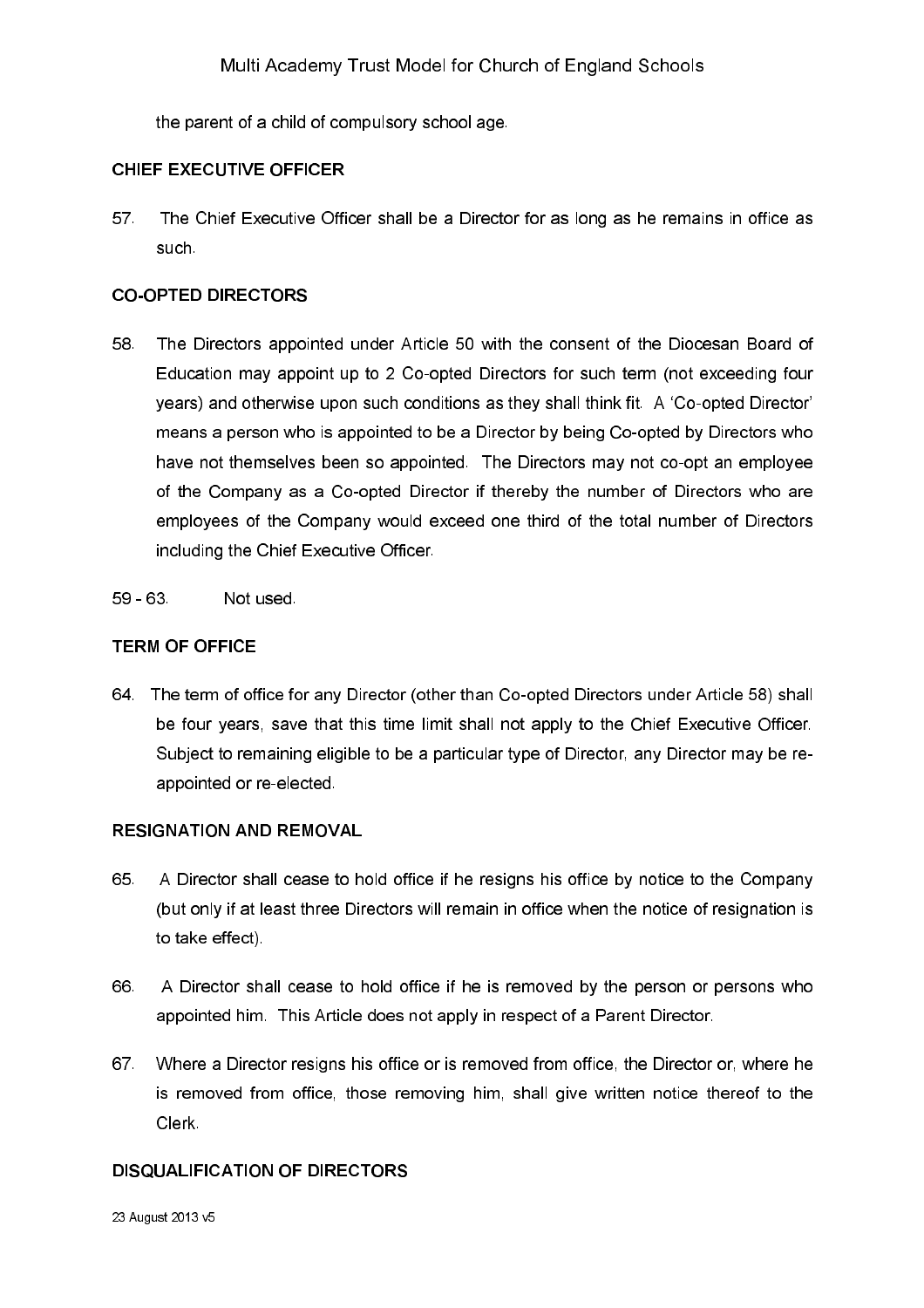the parent of a child of compulsory school age.

**CHIEF EXECUTIVE OFFICER**

57. The Chief Executive Officer shall be a Director for as long as he remains in office as such.

**CO-OPTED DIRECTORS**

58. The Directors appointed under Article 50 with the consent of the Diocesan Board of Education may appoint up to 2 Co-opted Directors for such term (not exceeding four years) and otherwise upon such conditions as they shall think fit. A 'Co-opted Director' means a person who is appointed to be a Director by being Co-opted by Directors who have not themselves been so appointed. The Directors may not co-opt an employee of the Company as a Co-opted Director if thereby the number of Directors who are employees of the Company would exceed one third of the total number of Directors including the Chief Executive Officer.

59 - 63. Not used.

**TERM OF OFFICE**

64. The term of office for any Director (other than Co-opted Directors under Article 58) shall be four years, save that this time limit shall not apply to the Chief Executive Officer. Subject to remaining eligible to be a particular type of Director, any Director may be re-appointed or re-elected.

**RESIGNATION AND REMOVAL**

65. A Director shall cease to hold office if he resigns his office by notice to the Company (but only if at least three Directors will remain in office when the notice of resignation is to take effect).

66. A Director shall cease to hold office if he is removed by the person or persons who appointed him. This Article does not apply in respect of a Parent Director.

67. Where a Director resigns his office or is removed from office, the Director or, where he is removed from office, those removing him, shall give written notice thereof to the Clerk.

**DISQUALIFICATION OF DIRECTORS**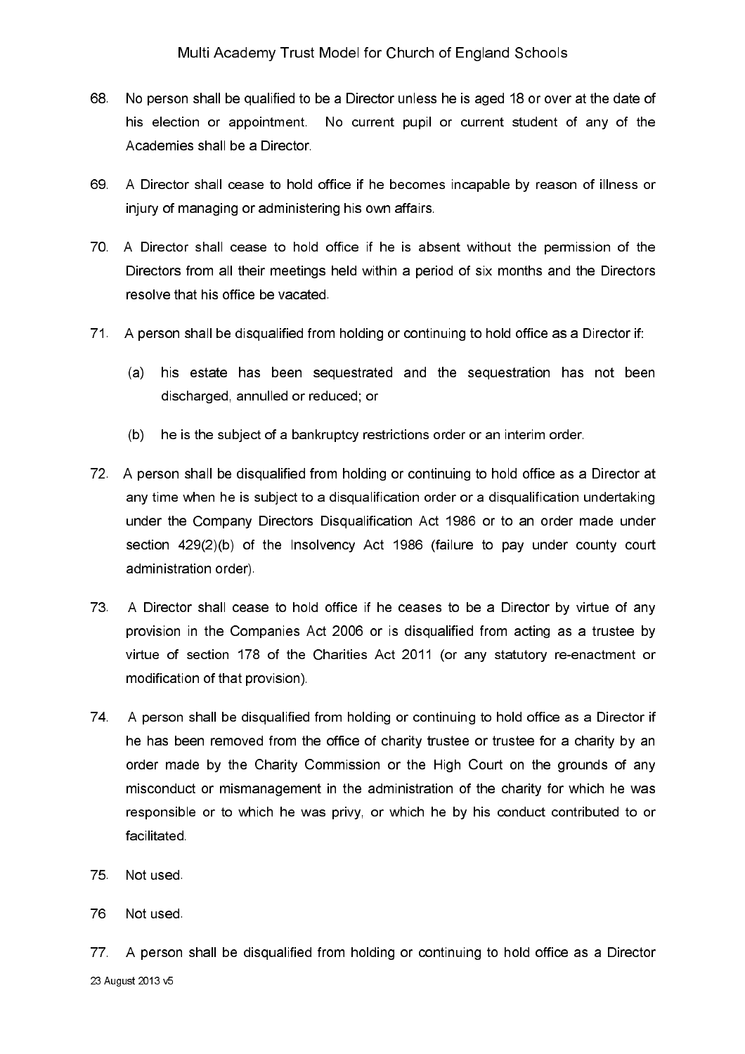68. No person shall be qualified to be a Director unless he is aged 18 or over at the date of his election or appointment. No current pupil or current student of any of the Academies shall be a Director.

69. A Director shall cease to hold office if he becomes incapable by reason of illness or injury of managing or administering his own affairs.

70. A Director shall cease to hold office if he is absent without the permission of the Directors from all their meetings held within a period of six months and the Directors resolve that his office be vacated.

71. A person shall be disqualified from holding or continuing to hold office as a Director if:

    (a) his estate has been sequestrated and the sequestration has not been discharged, annulled or reduced; or

    (b) he is the subject of a bankruptcy restrictions order or an interim order.

72. A person shall be disqualified from holding or continuing to hold office as a Director at any time when he is subject to a disqualification order or a disqualification undertaking under the Company Directors Disqualification Act 1986 or to an order made under section 429(2)(b) of the Insolvency Act 1986 (failure to pay under county court administration order).

73. A Director shall cease to hold office if he ceases to be a Director by virtue of any provision in the Companies Act 2006 or is disqualified from acting as a trustee by virtue of section 178 of the Charities Act 2011 (or any statutory re-enactment or modification of that provision).

74. A person shall be disqualified from holding or continuing to hold office as a Director if he has been removed from the office of charity trustee or trustee for a charity by an order made by the Charity Commission or the High Court on the grounds of any misconduct or mismanagement in the administration of the charity for which he was responsible or to which he was privy, or which he by his conduct contributed to or facilitated.

75. Not used.

76 Not used.

77. A person shall be disqualified from holding or continuing to hold office as a Director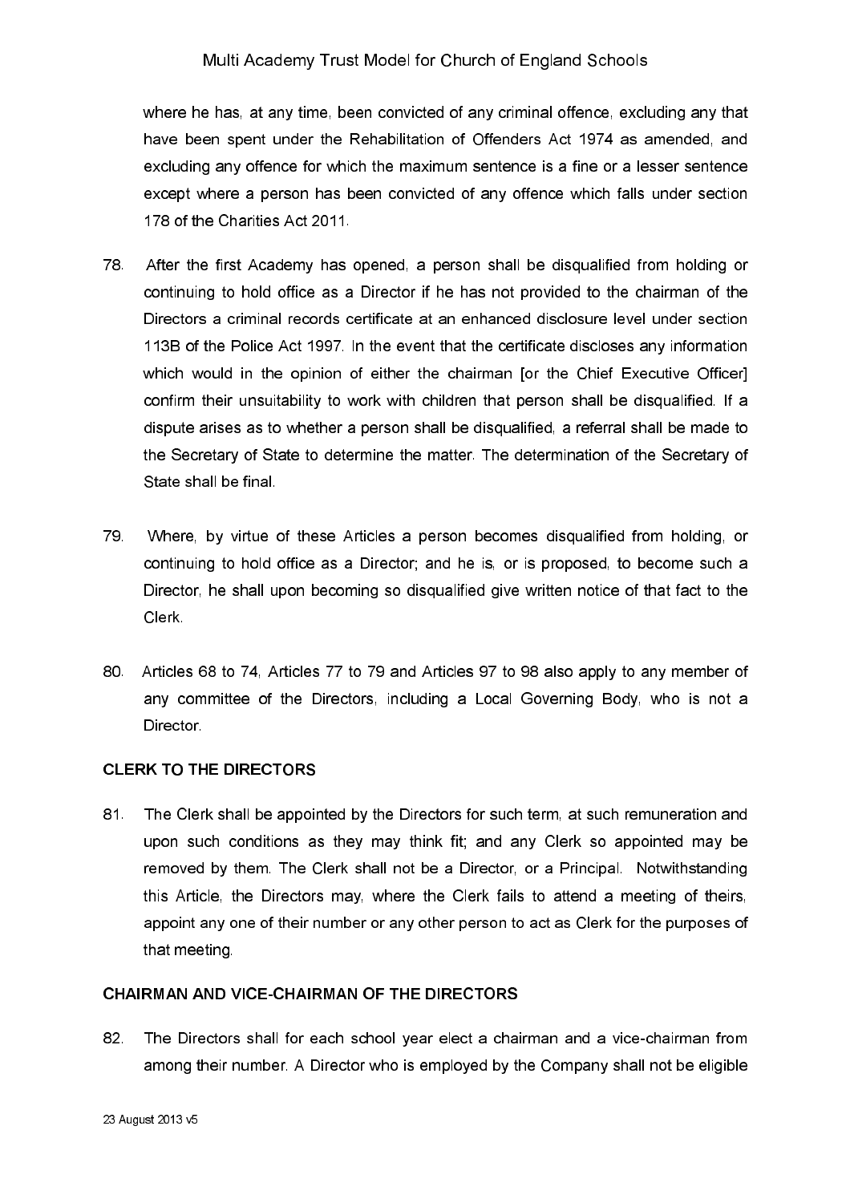where he has, at any time, been convicted of any criminal offence, excluding any that have been spent under the Rehabilitation of Offenders Act 1974 as amended, and excluding any offence for which the maximum sentence is a fine or a lesser sentence except where a person has been convicted of any offence which falls under section 178 of the Charities Act 2011.

78. After the first Academy has opened, a person shall be disqualified from holding or continuing to hold office as a Director if he has not provided to the chairman of the Directors a criminal records certificate at an enhanced disclosure level under section 113B of the Police Act 1997. In the event that the certificate discloses any information which would in the opinion of either the chairman [or the Chief Executive Officer] confirm their unsuitability to work with children that person shall be disqualified. If a dispute arises as to whether a person shall be disqualified, a referral shall be made to the Secretary of State to determine the matter. The determination of the Secretary of State shall be final.

79. Where, by virtue of these Articles a person becomes disqualified from holding, or continuing to hold office as a Director; and he is, or is proposed, to become such a Director, he shall upon becoming so disqualified give written notice of that fact to the Clerk.

80. Articles 68 to 74, Articles 77 to 79 and Articles 97 to 98 also apply to any member of any committee of the Directors, including a Local Governing Body, who is not a Director.

**CLERK TO THE DIRECTORS**

81. The Clerk shall be appointed by the Directors for such term, at such remuneration and upon such conditions as they may think fit; and any Clerk so appointed may be removed by them. The Clerk shall not be a Director, or a Principal. Notwithstanding this Article, the Directors may, where the Clerk fails to attend a meeting of theirs, appoint any one of their number or any other person to act as Clerk for the purposes of that meeting.

**CHAIRMAN AND VICE-CHAIRMAN OF THE DIRECTORS**

82. The Directors shall for each school year elect a chairman and a vice-chairman from among their number. A Director who is employed by the Company shall not be eligible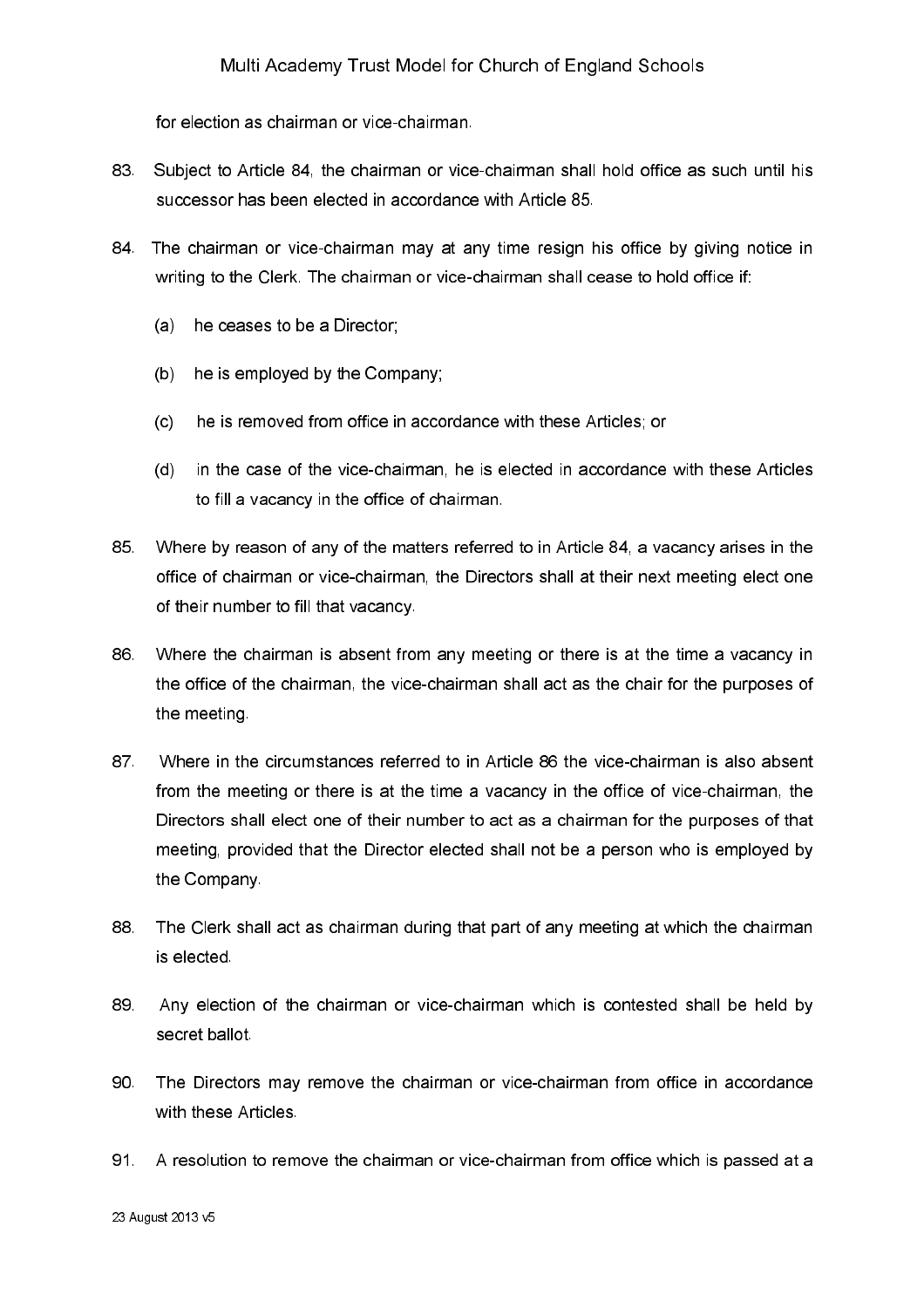for election as chairman or vice-chairman.

83. Subject to Article 84, the chairman or vice-chairman shall hold office as such until his successor has been elected in accordance with Article 85.

84. The chairman or vice-chairman may at any time resign his office by giving notice in writing to the Clerk. The chairman or vice-chairman shall cease to hold office if:

    (a) he ceases to be a Director;

    (b) he is employed by the Company;

    (c) he is removed from office in accordance with these Articles; or

    (d) in the case of the vice-chairman, he is elected in accordance with these Articles to fill a vacancy in the office of chairman.

85. Where by reason of any of the matters referred to in Article 84, a vacancy arises in the office of chairman or vice-chairman, the Directors shall at their next meeting elect one of their number to fill that vacancy.

86. Where the chairman is absent from any meeting or there is at the time a vacancy in the office of the chairman, the vice-chairman shall act as the chair for the purposes of the meeting.

87. Where in the circumstances referred to in Article 86 the vice-chairman is also absent from the meeting or there is at the time a vacancy in the office of vice-chairman, the Directors shall elect one of their number to act as a chairman for the purposes of that meeting, provided that the Director elected shall not be a person who is employed by the Company.

88. The Clerk shall act as chairman during that part of any meeting at which the chairman is elected.

89. Any election of the chairman or vice-chairman which is contested shall be held by secret ballot.

90. The Directors may remove the chairman or vice-chairman from office in accordance with these Articles.

91. A resolution to remove the chairman or vice-chairman from office which is passed at a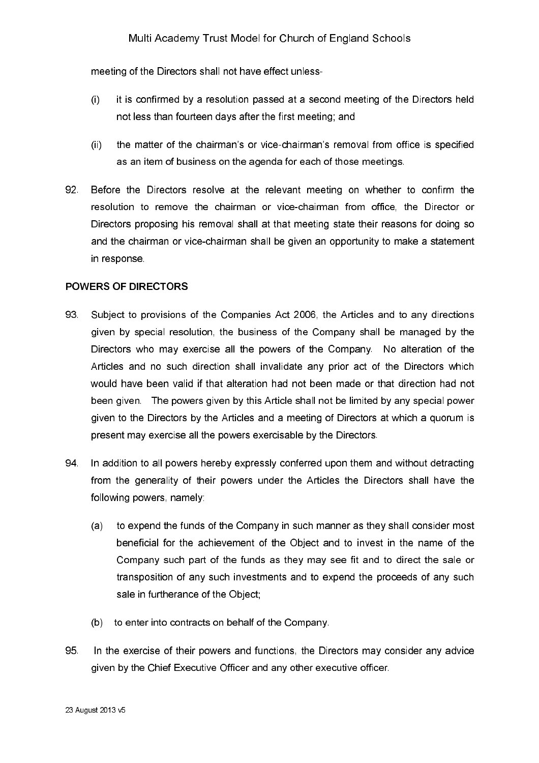meeting of the Directors shall not have effect unless-

(i) it is confirmed by a resolution passed at a second meeting of the Directors held not less than fourteen days after the first meeting; and

(ii) the matter of the chairman's or vice-chairman's removal from office is specified as an item of business on the agenda for each of those meetings.

92. Before the Directors resolve at the relevant meeting on whether to confirm the resolution to remove the chairman or vice-chairman from office, the Director or Directors proposing his removal shall at that meeting state their reasons for doing so and the chairman or vice-chairman shall be given an opportunity to make a statement in response.

**POWERS OF DIRECTORS**

93. Subject to provisions of the Companies Act 2006, the Articles and to any directions given by special resolution, the business of the Company shall be managed by the Directors who may exercise all the powers of the Company. No alteration of the Articles and no such direction shall invalidate any prior act of the Directors which would have been valid if that alteration had not been made or that direction had not been given. The powers given by this Article shall not be limited by any special power given to the Directors by the Articles and a meeting of Directors at which a quorum is present may exercise all the powers exercisable by the Directors.

94. In addition to all powers hereby expressly conferred upon them and without detracting from the generality of their powers under the Articles the Directors shall have the following powers, namely:

(a) to expend the funds of the Company in such manner as they shall consider most beneficial for the achievement of the Object and to invest in the name of the Company such part of the funds as they may see fit and to direct the sale or transposition of any such investments and to expend the proceeds of any such sale in furtherance of the Object;

(b) to enter into contracts on behalf of the Company.

95. In the exercise of their powers and functions, the Directors may consider any advice given by the Chief Executive Officer and any other executive officer.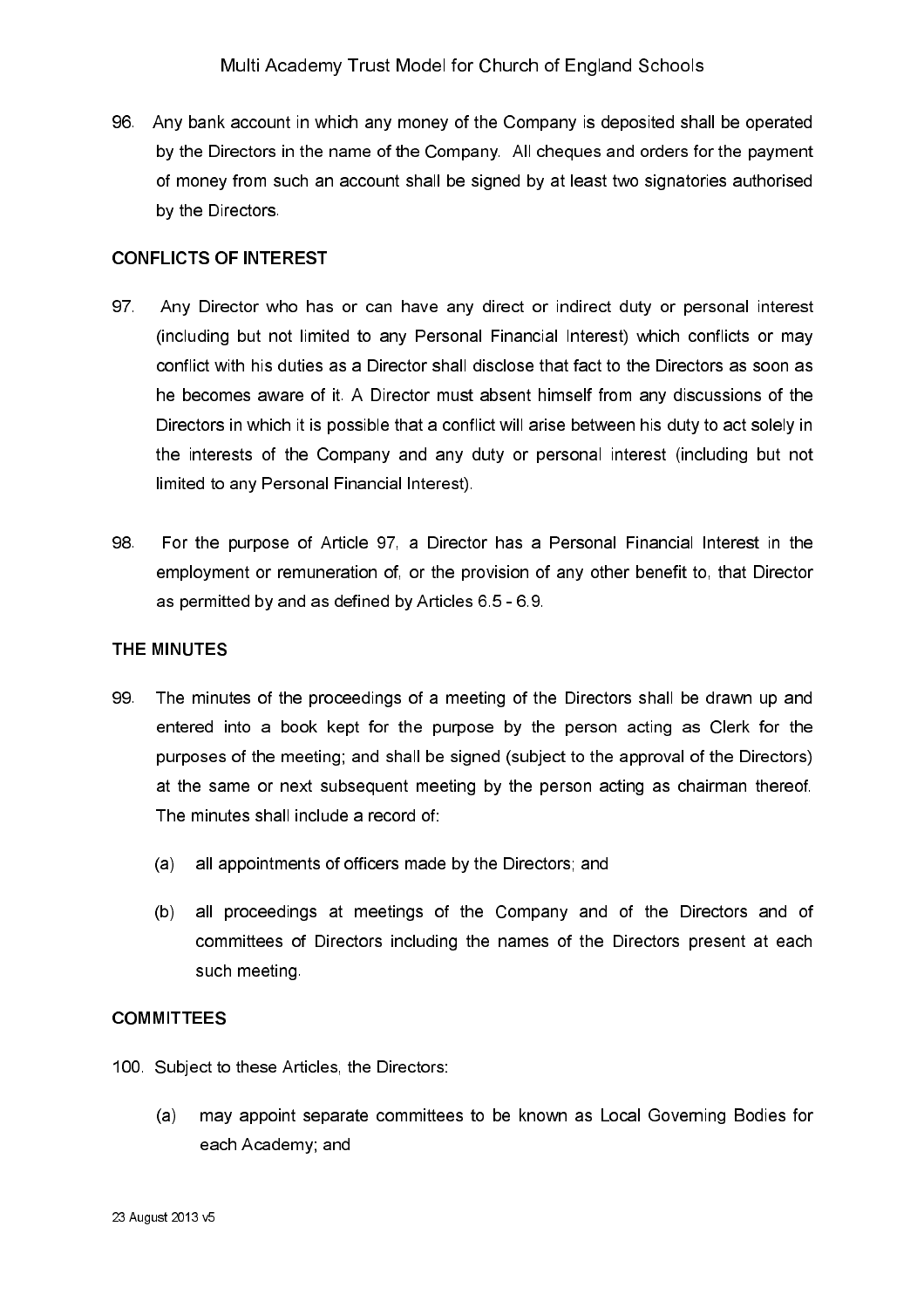96. Any bank account in which any money of the Company is deposited shall be operated by the Directors in the name of the Company. All cheques and orders for the payment of money from such an account shall be signed by at least two signatories authorised by the Directors.

## CONFLICTS OF INTEREST

97. Any Director who has or can have any direct or indirect duty or personal interest (including but not limited to any Personal Financial Interest) which conflicts or may conflict with his duties as a Director shall disclose that fact to the Directors as soon as he becomes aware of it. A Director must absent himself from any discussions of the Directors in which it is possible that a conflict will arise between his duty to act solely in the interests of the Company and any duty or personal interest (including but not limited to any Personal Financial Interest).

98. For the purpose of Article 97, a Director has a Personal Financial Interest in the employment or remuneration of, or the provision of any other benefit to, that Director as permitted by and as defined by Articles 6.5 - 6.9.

## THE MINUTES

99. The minutes of the proceedings of a meeting of the Directors shall be drawn up and entered into a book kept for the purpose by the person acting as Clerk for the purposes of the meeting; and shall be signed (subject to the approval of the Directors) at the same or next subsequent meeting by the person acting as chairman thereof. The minutes shall include a record of:

   (a) all appointments of officers made by the Directors; and

   (b) all proceedings at meetings of the Company and of the Directors and of committees of Directors including the names of the Directors present at each such meeting.

## COMMITTEES

100. Subject to these Articles, the Directors:

   (a) may appoint separate committees to be known as Local Governing Bodies for each Academy; and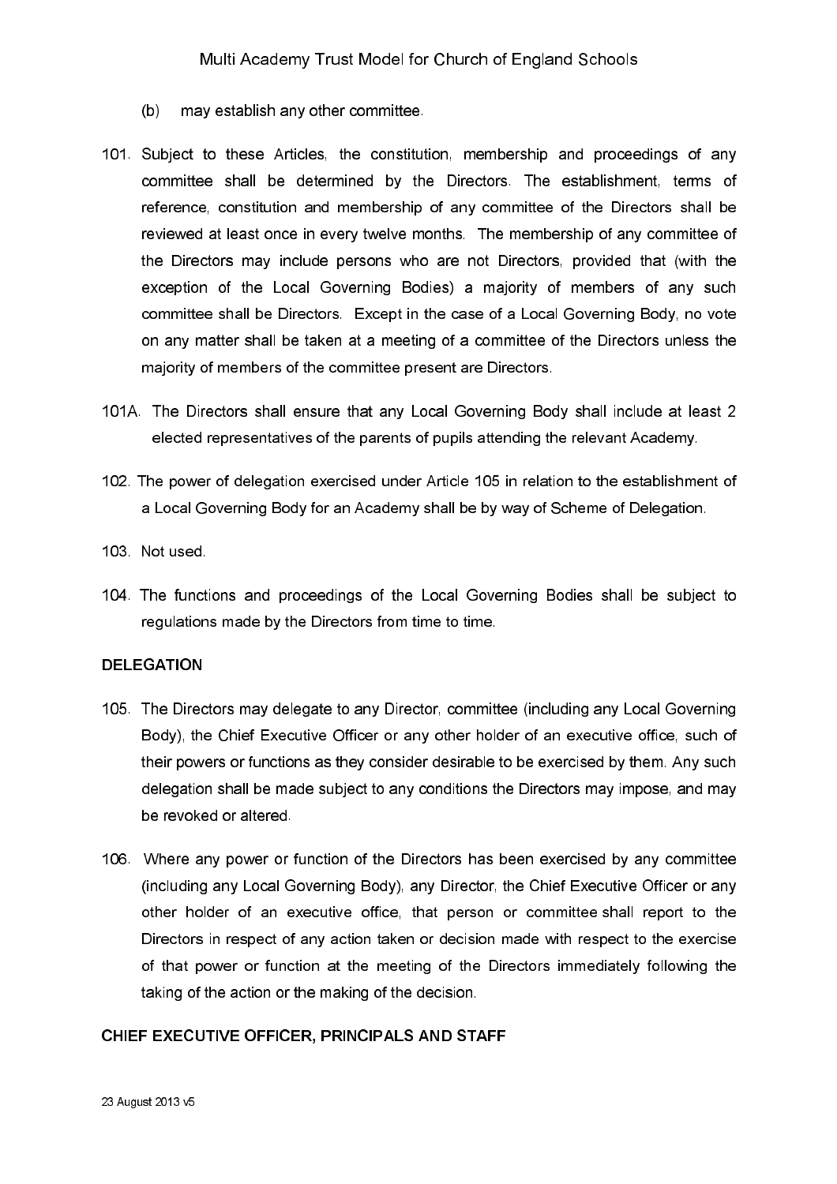(b) may establish any other committee.

101. Subject to these Articles, the constitution, membership and proceedings of any committee shall be determined by the Directors. The establishment, terms of reference, constitution and membership of any committee of the Directors shall be reviewed at least once in every twelve months. The membership of any committee of the Directors may include persons who are not Directors, provided that (with the exception of the Local Governing Bodies) a majority of members of any such committee shall be Directors. Except in the case of a Local Governing Body, no vote on any matter shall be taken at a meeting of a committee of the Directors unless the majority of members of the committee present are Directors.

101A. The Directors shall ensure that any Local Governing Body shall include at least 2 elected representatives of the parents of pupils attending the relevant Academy.

102. The power of delegation exercised under Article 105 in relation to the establishment of a Local Governing Body for an Academy shall be by way of Scheme of Delegation.

103. Not used.

104. The functions and proceedings of the Local Governing Bodies shall be subject to regulations made by the Directors from time to time.

## DELEGATION

105. The Directors may delegate to any Director, committee (including any Local Governing Body), the Chief Executive Officer or any other holder of an executive office, such of their powers or functions as they consider desirable to be exercised by them. Any such delegation shall be made subject to any conditions the Directors may impose, and may be revoked or altered.

106. Where any power or function of the Directors has been exercised by any committee (including any Local Governing Body), any Director, the Chief Executive Officer or any other holder of an executive office, that person or committee shall report to the Directors in respect of any action taken or decision made with respect to the exercise of that power or function at the meeting of the Directors immediately following the taking of the action or the making of the decision.

## CHIEF EXECUTIVE OFFICER, PRINCIPALS AND STAFF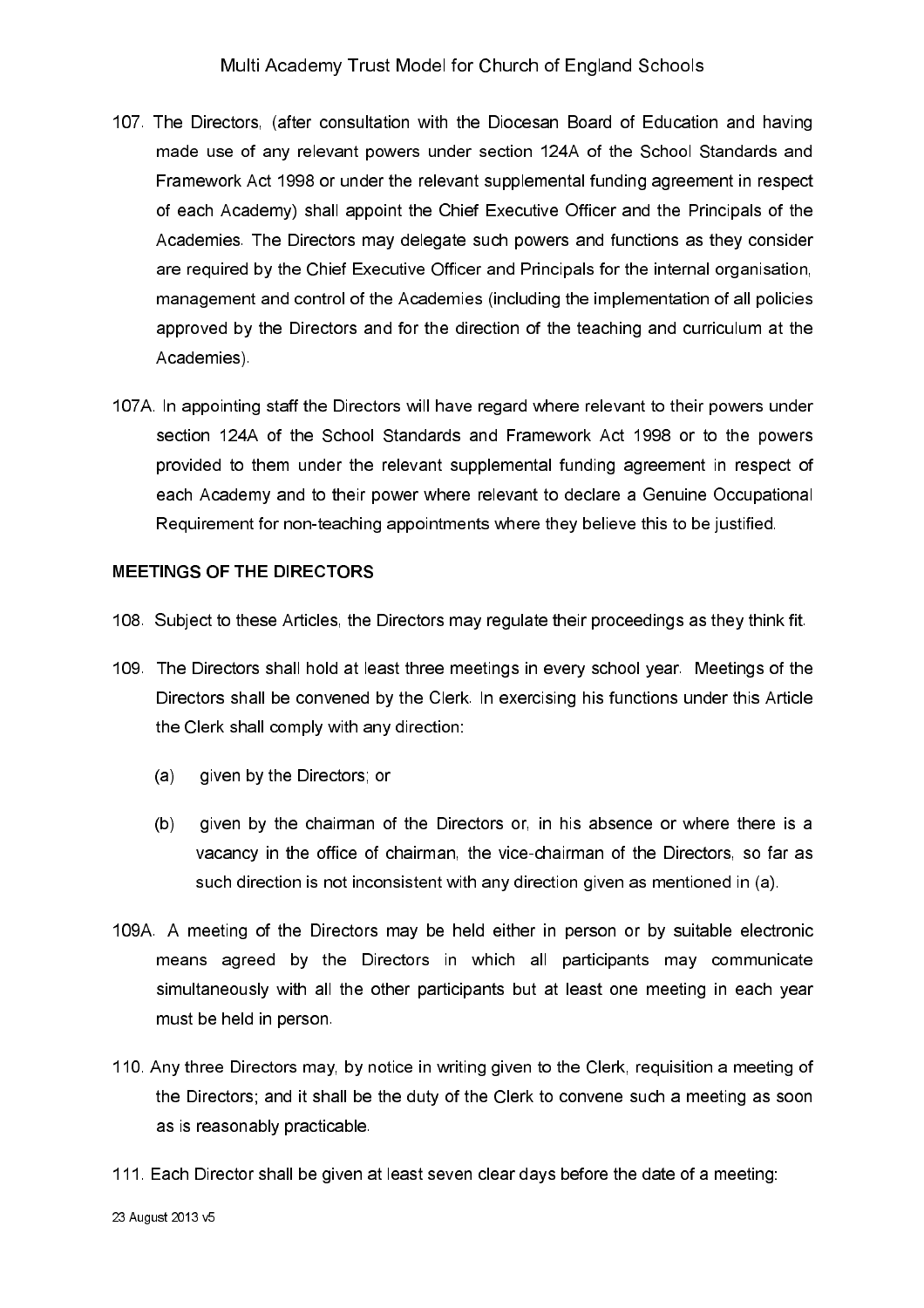107. The Directors, (after consultation with the Diocesan Board of Education and having made use of any relevant powers under section 124A of the School Standards and Framework Act 1998 or under the relevant supplemental funding agreement in respect of each Academy) shall appoint the Chief Executive Officer and the Principals of the Academies. The Directors may delegate such powers and functions as they consider are required by the Chief Executive Officer and Principals for the internal organisation, management and control of the Academies (including the implementation of all policies approved by the Directors and for the direction of the teaching and curriculum at the Academies).

107A. In appointing staff the Directors will have regard where relevant to their powers under section 124A of the School Standards and Framework Act 1998 or to the powers provided to them under the relevant supplemental funding agreement in respect of each Academy and to their power where relevant to declare a Genuine Occupational Requirement for non-teaching appointments where they believe this to be justified.

**MEETINGS OF THE DIRECTORS**

108. Subject to these Articles, the Directors may regulate their proceedings as they think fit.

109. The Directors shall hold at least three meetings in every school year. Meetings of the Directors shall be convened by the Clerk. In exercising his functions under this Article the Clerk shall comply with any direction:

    (a) given by the Directors; or

    (b) given by the chairman of the Directors or, in his absence or where there is a vacancy in the office of chairman, the vice-chairman of the Directors, so far as such direction is not inconsistent with any direction given as mentioned in (a).

109A. A meeting of the Directors may be held either in person or by suitable electronic means agreed by the Directors in which all participants may communicate simultaneously with all the other participants but at least one meeting in each year must be held in person.

110. Any three Directors may, by notice in writing given to the Clerk, requisition a meeting of the Directors; and it shall be the duty of the Clerk to convene such a meeting as soon as is reasonably practicable.

111. Each Director shall be given at least seven clear days before the date of a meeting: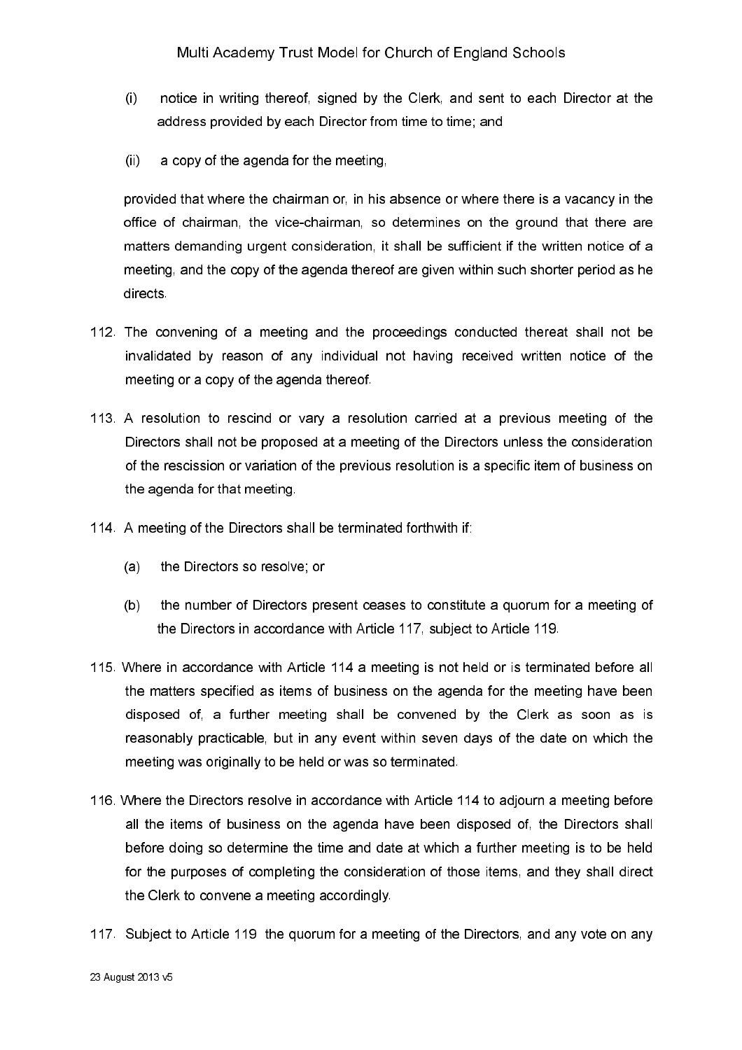(i) notice in writing thereof, signed by the Clerk, and sent to each Director at the address provided by each Director from time to time; and

(ii) a copy of the agenda for the meeting,

provided that where the chairman or, in his absence or where there is a vacancy in the office of chairman, the vice-chairman, so determines on the ground that there are matters demanding urgent consideration, it shall be sufficient if the written notice of a meeting, and the copy of the agenda thereof are given within such shorter period as he directs.

112. The convening of a meeting and the proceedings conducted thereat shall not be invalidated by reason of any individual not having received written notice of the meeting or a copy of the agenda thereof.

113. A resolution to rescind or vary a resolution carried at a previous meeting of the Directors shall not be proposed at a meeting of the Directors unless the consideration of the rescission or variation of the previous resolution is a specific item of business on the agenda for that meeting.

114. A meeting of the Directors shall be terminated forthwith if:

    (a) the Directors so resolve; or

    (b) the number of Directors present ceases to constitute a quorum for a meeting of the Directors in accordance with Article 117, subject to Article 119.

115. Where in accordance with Article 114 a meeting is not held or is terminated before all the matters specified as items of business on the agenda for the meeting have been disposed of, a further meeting shall be convened by the Clerk as soon as is reasonably practicable, but in any event within seven days of the date on which the meeting was originally to be held or was so terminated.

116. Where the Directors resolve in accordance with Article 114 to adjourn a meeting before all the items of business on the agenda have been disposed of, the Directors shall before doing so determine the time and date at which a further meeting is to be held for the purposes of completing the consideration of those items, and they shall direct the Clerk to convene a meeting accordingly.

117. Subject to Article 119 the quorum for a meeting of the Directors, and any vote on any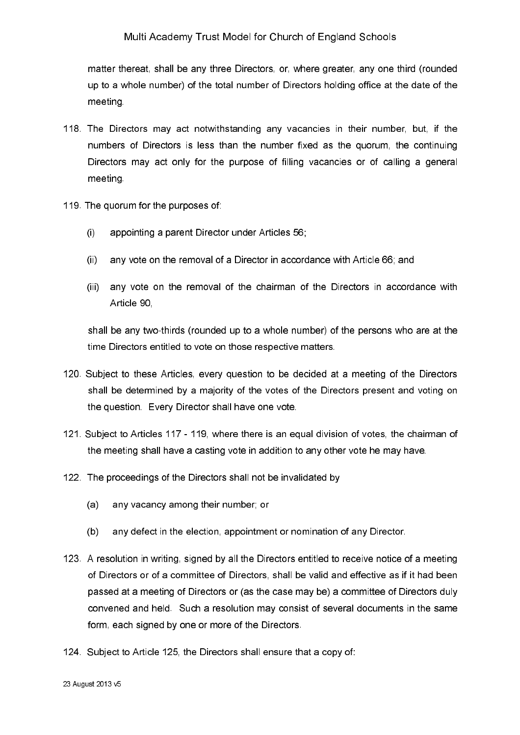matter thereat, shall be any three Directors, or, where greater, any one third (rounded up to a whole number) of the total number of Directors holding office at the date of the meeting.

118. The Directors may act notwithstanding any vacancies in their number, but, if the numbers of Directors is less than the number fixed as the quorum, the continuing Directors may act only for the purpose of filling vacancies or of calling a general meeting.

119. The quorum for the purposes of:

    (i) appointing a parent Director under Articles 56;

    (ii) any vote on the removal of a Director in accordance with Article 66; and

    (iii) any vote on the removal of the chairman of the Directors in accordance with Article 90,

    shall be any two-thirds (rounded up to a whole number) of the persons who are at the time Directors entitled to vote on those respective matters.

120. Subject to these Articles, every question to be decided at a meeting of the Directors shall be determined by a majority of the votes of the Directors present and voting on the question. Every Director shall have one vote.

121. Subject to Articles 117 - 119, where there is an equal division of votes, the chairman of the meeting shall have a casting vote in addition to any other vote he may have.

122. The proceedings of the Directors shall not be invalidated by

    (a) any vacancy among their number; or

    (b) any defect in the election, appointment or nomination of any Director.

123. A resolution in writing, signed by all the Directors entitled to receive notice of a meeting of Directors or of a committee of Directors, shall be valid and effective as if it had been passed at a meeting of Directors or (as the case may be) a committee of Directors duly convened and held. Such a resolution may consist of several documents in the same form, each signed by one or more of the Directors.

124. Subject to Article 125, the Directors shall ensure that a copy of: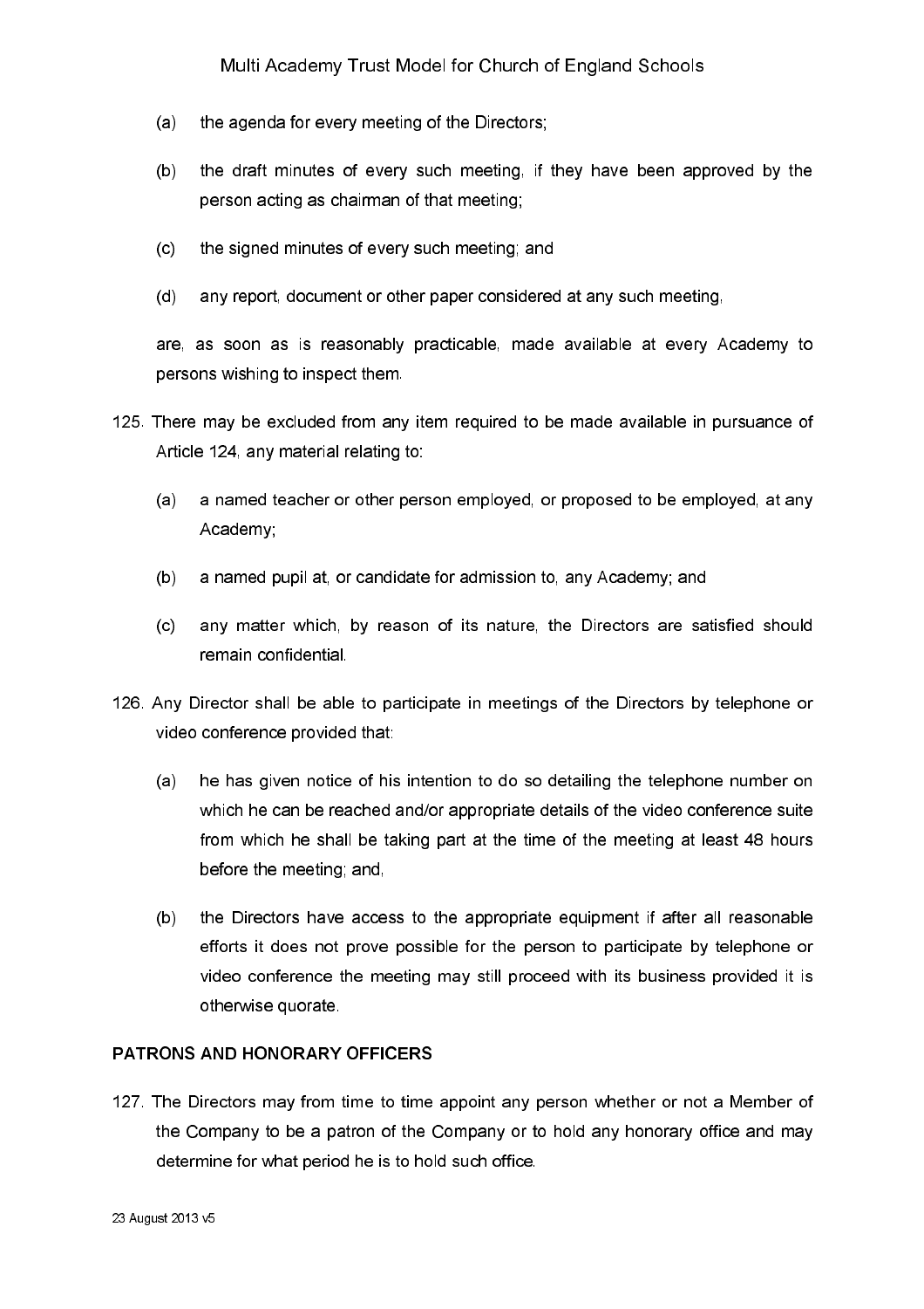(a) the agenda for every meeting of the Directors;

(b) the draft minutes of every such meeting, if they have been approved by the person acting as chairman of that meeting;

(c) the signed minutes of every such meeting; and

(d) any report, document or other paper considered at any such meeting,

are, as soon as is reasonably practicable, made available at every Academy to persons wishing to inspect them.

125. There may be excluded from any item required to be made available in pursuance of Article 124, any material relating to:

    (a) a named teacher or other person employed, or proposed to be employed, at any Academy;

    (b) a named pupil at, or candidate for admission to, any Academy; and

    (c) any matter which, by reason of its nature, the Directors are satisfied should remain confidential.

126. Any Director shall be able to participate in meetings of the Directors by telephone or video conference provided that:

    (a) he has given notice of his intention to do so detailing the telephone number on which he can be reached and/or appropriate details of the video conference suite from which he shall be taking part at the time of the meeting at least 48 hours before the meeting; and,

    (b) the Directors have access to the appropriate equipment if after all reasonable efforts it does not prove possible for the person to participate by telephone or video conference the meeting may still proceed with its business provided it is otherwise quorate.

**PATRONS AND HONORARY OFFICERS**

127. The Directors may from time to time appoint any person whether or not a Member of the Company to be a patron of the Company or to hold any honorary office and may determine for what period he is to hold such office.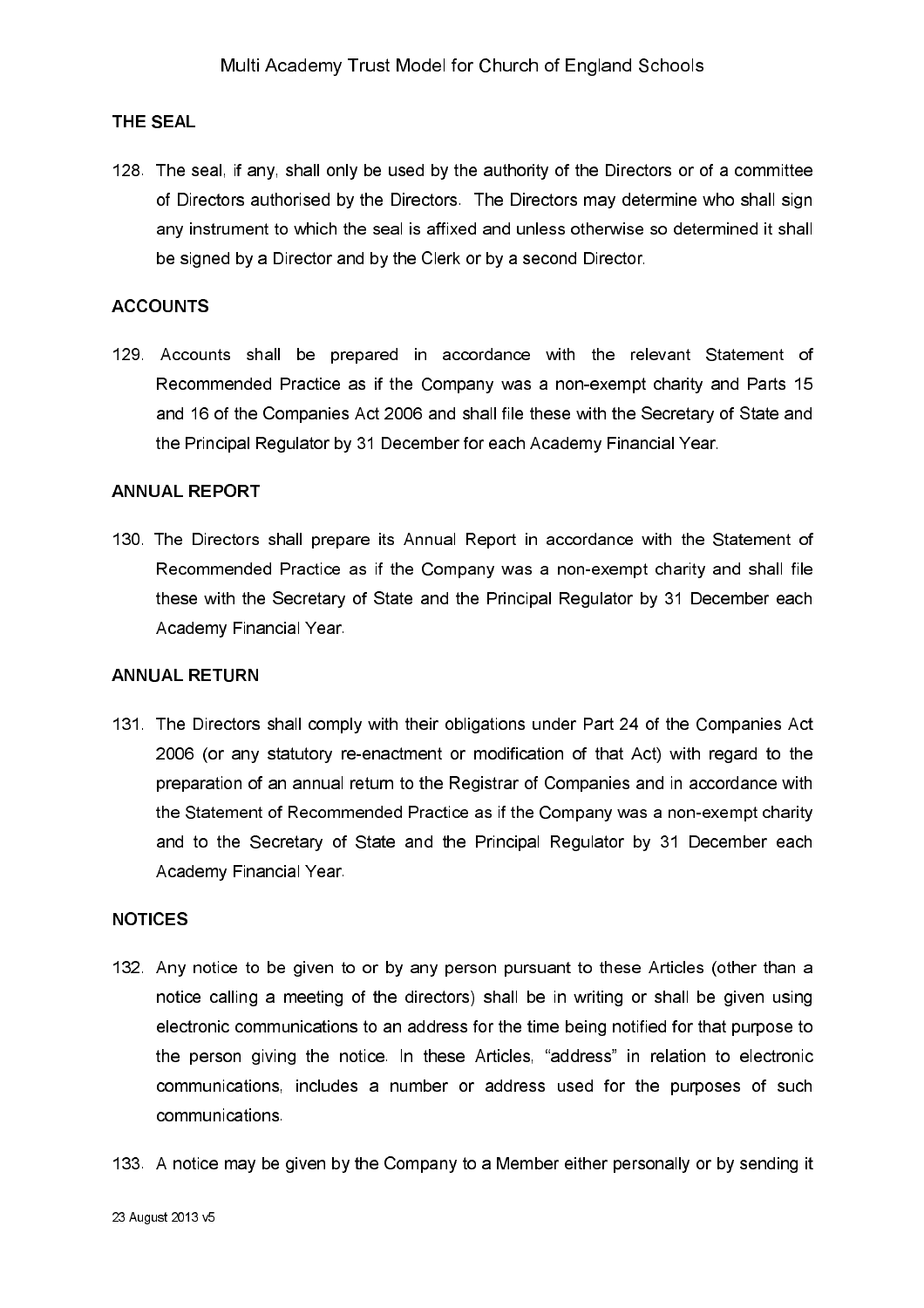## THE SEAL

128. The seal, if any, shall only be used by the authority of the Directors or of a committee of Directors authorised by the Directors. The Directors may determine who shall sign any instrument to which the seal is affixed and unless otherwise so determined it shall be signed by a Director and by the Clerk or by a second Director.

## ACCOUNTS

129. Accounts shall be prepared in accordance with the relevant Statement of Recommended Practice as if the Company was a non-exempt charity and Parts 15 and 16 of the Companies Act 2006 and shall file these with the Secretary of State and the Principal Regulator by 31 December for each Academy Financial Year.

## ANNUAL REPORT

130. The Directors shall prepare its Annual Report in accordance with the Statement of Recommended Practice as if the Company was a non-exempt charity and shall file these with the Secretary of State and the Principal Regulator by 31 December each Academy Financial Year.

## ANNUAL RETURN

131. The Directors shall comply with their obligations under Part 24 of the Companies Act 2006 (or any statutory re-enactment or modification of that Act) with regard to the preparation of an annual return to the Registrar of Companies and in accordance with the Statement of Recommended Practice as if the Company was a non-exempt charity and to the Secretary of State and the Principal Regulator by 31 December each Academy Financial Year.

## NOTICES

132. Any notice to be given to or by any person pursuant to these Articles (other than a notice calling a meeting of the directors) shall be in writing or shall be given using electronic communications to an address for the time being notified for that purpose to the person giving the notice. In these Articles, "address" in relation to electronic communications, includes a number or address used for the purposes of such communications.

133. A notice may be given by the Company to a Member either personally or by sending it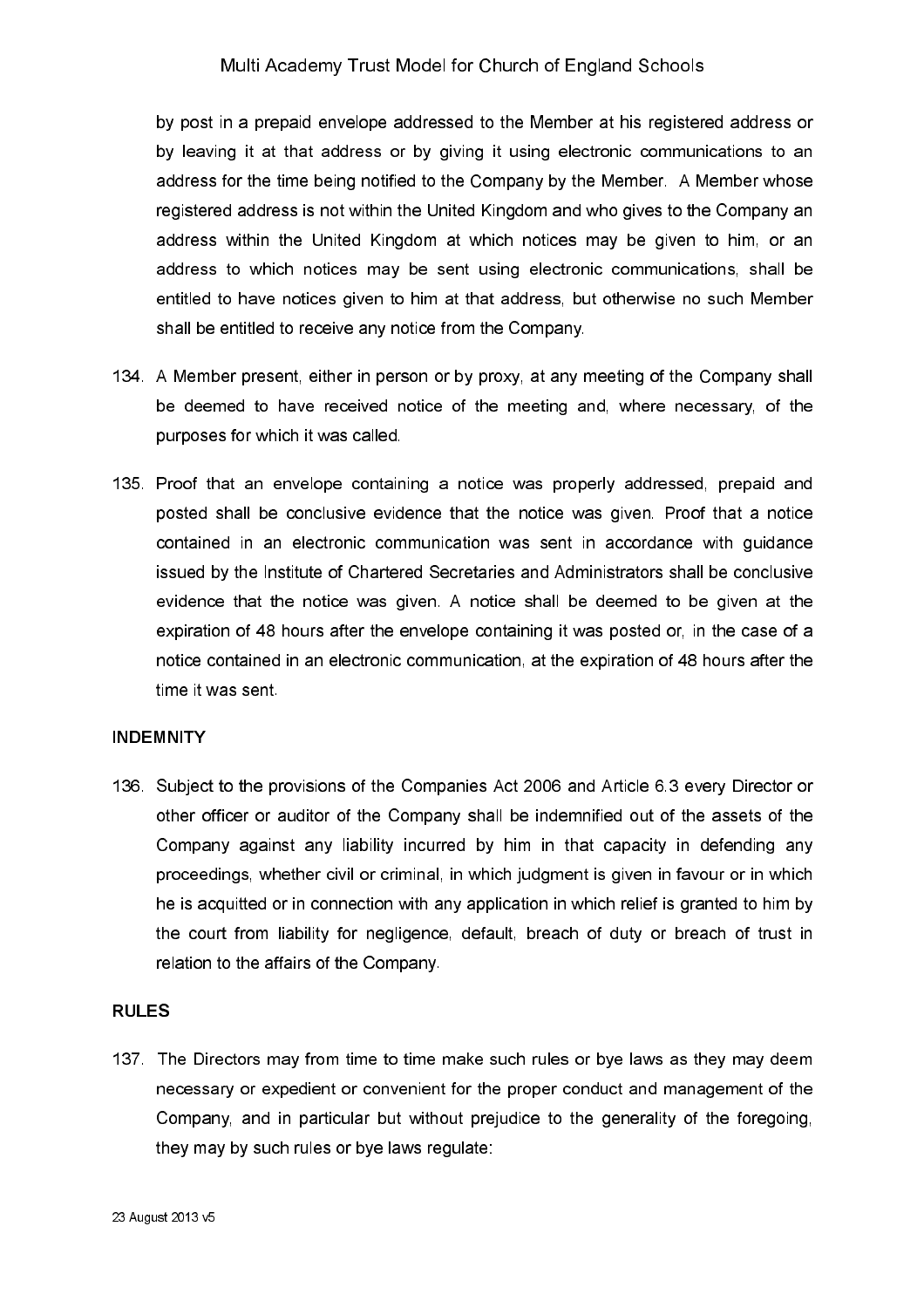by post in a prepaid envelope addressed to the Member at his registered address or by leaving it at that address or by giving it using electronic communications to an address for the time being notified to the Company by the Member. A Member whose registered address is not within the United Kingdom and who gives to the Company an address within the United Kingdom at which notices may be given to him, or an address to which notices may be sent using electronic communications, shall be entitled to have notices given to him at that address, but otherwise no such Member shall be entitled to receive any notice from the Company.

134. A Member present, either in person or by proxy, at any meeting of the Company shall be deemed to have received notice of the meeting and, where necessary, of the purposes for which it was called.

135. Proof that an envelope containing a notice was properly addressed, prepaid and posted shall be conclusive evidence that the notice was given. Proof that a notice contained in an electronic communication was sent in accordance with guidance issued by the Institute of Chartered Secretaries and Administrators shall be conclusive evidence that the notice was given. A notice shall be deemed to be given at the expiration of 48 hours after the envelope containing it was posted or, in the case of a notice contained in an electronic communication, at the expiration of 48 hours after the time it was sent.

## INDEMNITY

136. Subject to the provisions of the Companies Act 2006 and Article 6.3 every Director or other officer or auditor of the Company shall be indemnified out of the assets of the Company against any liability incurred by him in that capacity in defending any proceedings, whether civil or criminal, in which judgment is given in favour or in which he is acquitted or in connection with any application in which relief is granted to him by the court from liability for negligence, default, breach of duty or breach of trust in relation to the affairs of the Company.

## RULES

137. The Directors may from time to time make such rules or bye laws as they may deem necessary or expedient or convenient for the proper conduct and management of the Company, and in particular but without prejudice to the generality of the foregoing, they may by such rules or bye laws regulate: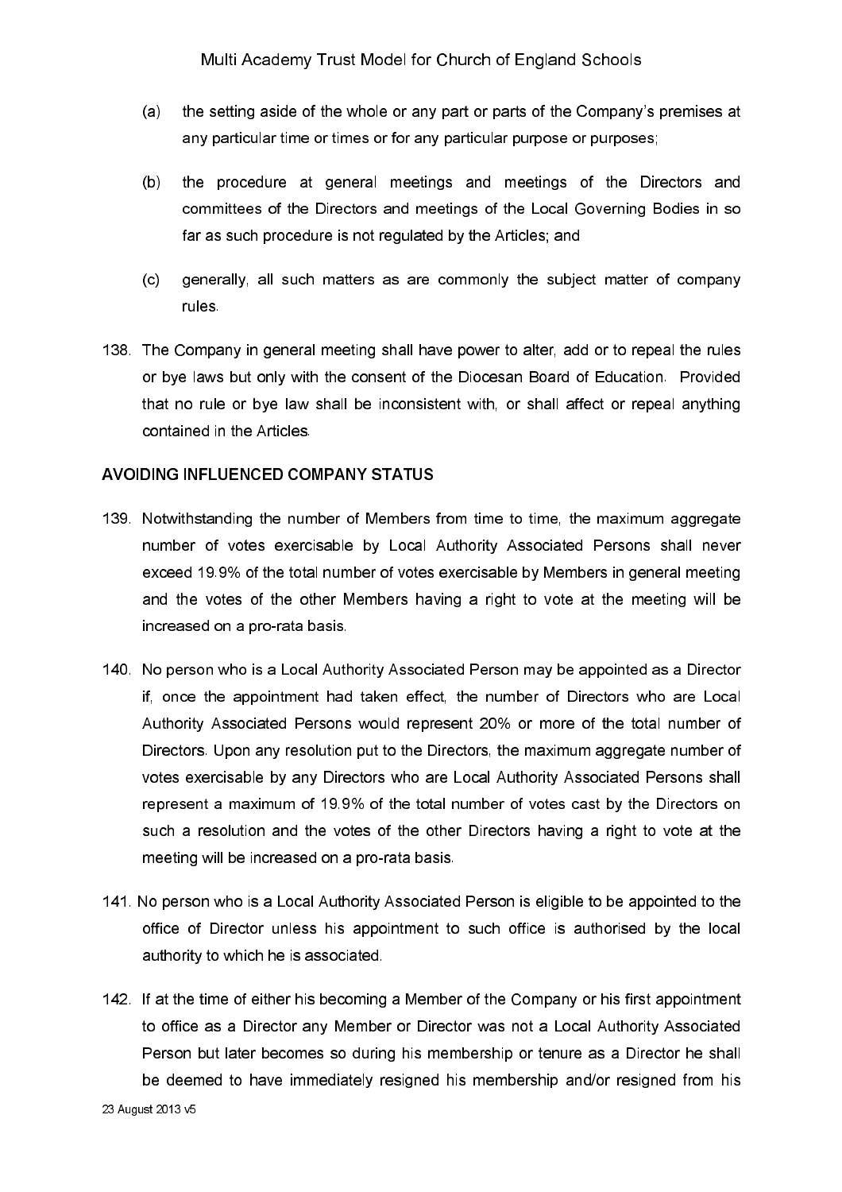(a) the setting aside of the whole or any part or parts of the Company's premises at any particular time or times or for any particular purpose or purposes;

(b) the procedure at general meetings and meetings of the Directors and committees of the Directors and meetings of the Local Governing Bodies in so far as such procedure is not regulated by the Articles; and

(c) generally, all such matters as are commonly the subject matter of company rules.

138. The Company in general meeting shall have power to alter, add or to repeal the rules or bye laws but only with the consent of the Diocesan Board of Education. Provided that no rule or bye law shall be inconsistent with, or shall affect or repeal anything contained in the Articles.

## AVOIDING INFLUENCED COMPANY STATUS

139. Notwithstanding the number of Members from time to time, the maximum aggregate number of votes exercisable by Local Authority Associated Persons shall never exceed 19.9% of the total number of votes exercisable by Members in general meeting and the votes of the other Members having a right to vote at the meeting will be increased on a pro-rata basis.

140. No person who is a Local Authority Associated Person may be appointed as a Director if, once the appointment had taken effect, the number of Directors who are Local Authority Associated Persons would represent 20% or more of the total number of Directors. Upon any resolution put to the Directors, the maximum aggregate number of votes exercisable by any Directors who are Local Authority Associated Persons shall represent a maximum of 19.9% of the total number of votes cast by the Directors on such a resolution and the votes of the other Directors having a right to vote at the meeting will be increased on a pro-rata basis.

141. No person who is a Local Authority Associated Person is eligible to be appointed to the office of Director unless his appointment to such office is authorised by the local authority to which he is associated.

142. If at the time of either his becoming a Member of the Company or his first appointment to office as a Director any Member or Director was not a Local Authority Associated Person but later becomes so during his membership or tenure as a Director he shall be deemed to have immediately resigned his membership and/or resigned from his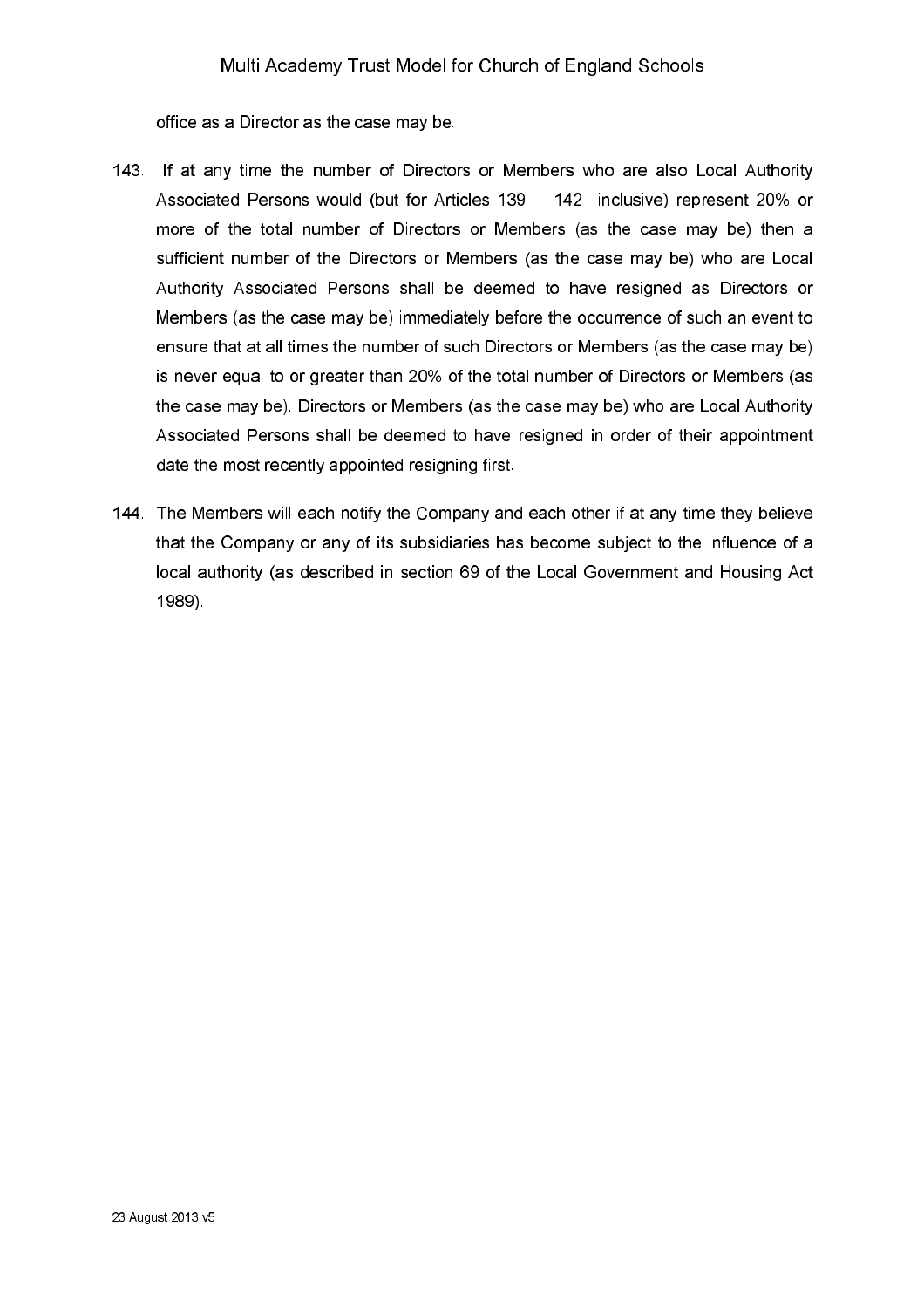office as a Director as the case may be.

143. If at any time the number of Directors or Members who are also Local Authority Associated Persons would (but for Articles 139 - 142 inclusive) represent 20% or more of the total number of Directors or Members (as the case may be) then a sufficient number of the Directors or Members (as the case may be) who are Local Authority Associated Persons shall be deemed to have resigned as Directors or Members (as the case may be) immediately before the occurrence of such an event to ensure that at all times the number of such Directors or Members (as the case may be) is never equal to or greater than 20% of the total number of Directors or Members (as the case may be). Directors or Members (as the case may be) who are Local Authority Associated Persons shall be deemed to have resigned in order of their appointment date the most recently appointed resigning first.

144. The Members will each notify the Company and each other if at any time they believe that the Company or any of its subsidiaries has become subject to the influence of a local authority (as described in section 69 of the Local Government and Housing Act 1989).